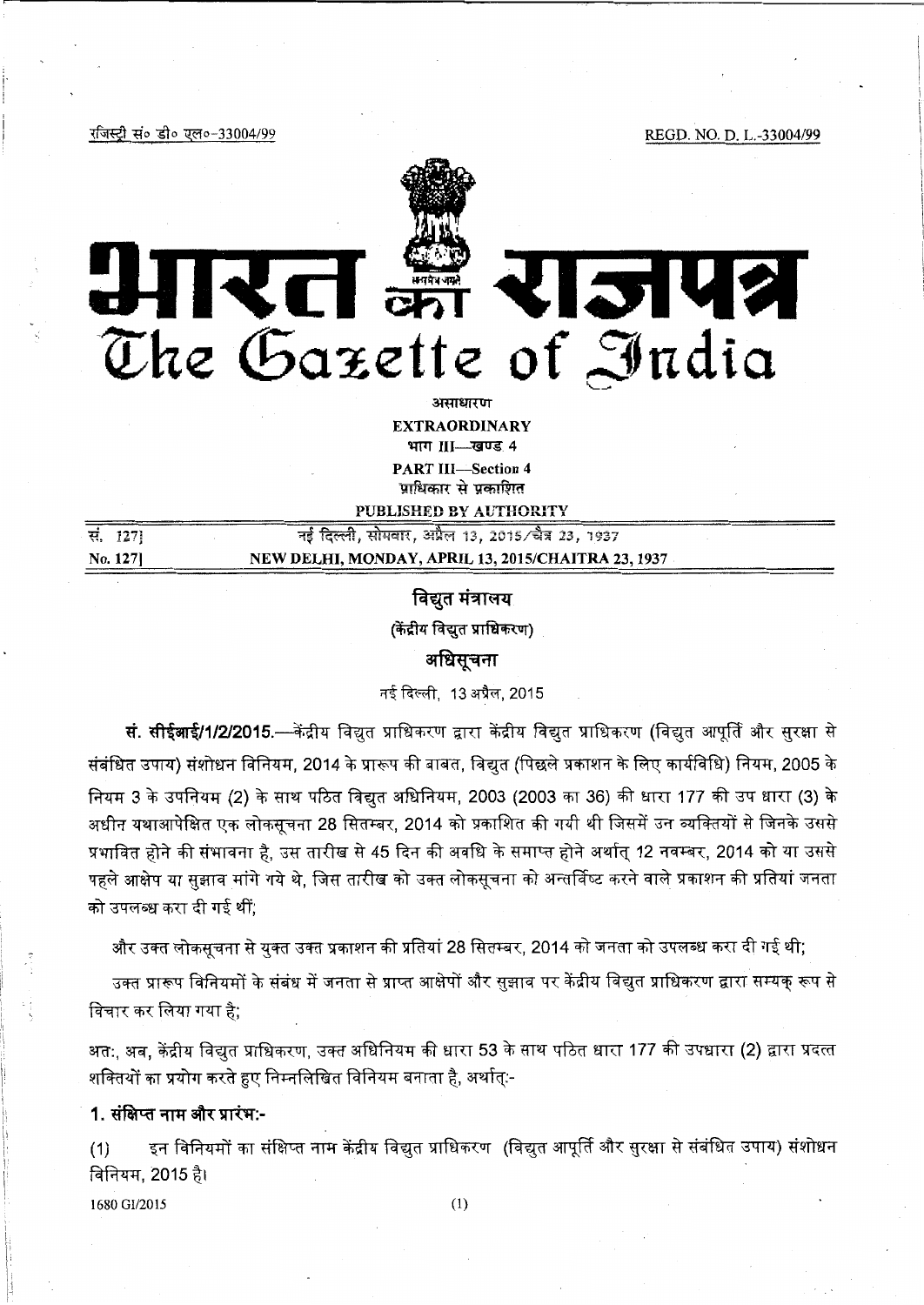रजिस्ट्री सं० डी० एल०-33004/99 REGD. NO. D. L.-33004/99

# भारत का राजपत्र
# The Gazette of India

असाधारण

**EXTRAORDINARY**

भाग III—खण्ड 4

**PART III—Section 4**

प्राधिकार से प्रकाशित

**PUBLISHED BY AUTHORITY**

| सं. 127] | नई दिल्ली, सोमवार, अप्रैल 13, 2015/चैत्र 23, 1937 |
|---|---|
| No. 127] | NEW DELHI, MONDAY, APRIL 13, 2015/CHAITRA 23, 1937 |

## विद्युत मंत्रालय

### (केंद्रीय विद्युत प्राधिकरण)

### अधिसूचना

नई दिल्ली, 13 अप्रैल, 2015

**सं. सीईआई/1/2/2015.**—केंद्रीय विद्युत प्राधिकरण द्वारा केंद्रीय विद्युत प्राधिकरण (विद्युत आपूर्ति और सुरक्षा से संबंधित उपाय) संशोधन विनियम, 2014 के प्रारूप की बाबत, विद्युत (पिछले प्रकाशन के लिए कार्यविधि) नियम, 2005 के नियम 3 के उपनियम (2) के साथ पठित विद्युत अधिनियम, 2003 (2003 का 36) की धारा 177 की उप धारा (3) के अधीन यथाआपेक्षित एक लोकसूचना 28 सितम्बर, 2014 को प्रकाशित की गयी थी जिसमें उन व्यक्तियों से जिनके उससे प्रभावित होने की संभावना है, उस तारीख से 45 दिन की अवधि के समाप्त होने अर्थात् 12 नवम्बर, 2014 को या उससे पहले आक्षेप या सुझाव मांगे गये थे, जिस तारीख को उक्त लोकसूचना को अन्तर्विष्ट करने वाले प्रकाशन की प्रतियां जनता को उपलब्ध करा दी गई थीं;

और उक्त लोकसूचना से युक्त उक्त प्रकाशन की प्रतियां 28 सितम्बर, 2014 को जनता को उपलब्ध करा दी गई थी;

उक्त प्रारूप विनियमों के संबंध में जनता से प्राप्त आक्षेपों और सुझाव पर केंद्रीय विद्युत प्राधिकरण द्वारा सम्यक् रूप से विचार कर लिया गया है;

अतः, अब, केंद्रीय विद्युत प्राधिकरण, उक्त अधिनियम की धारा 53 के साथ पठित धारा 177 की उपधारा (2) द्वारा प्रदत्त शक्तियों का प्रयोग करते हुए निम्नलिखित विनियम बनाता है, अर्थात्:-

**1. संक्षिप्त नाम और प्रारंभ:-**

(1) इन विनियमों का संक्षिप्त नाम केंद्रीय विद्युत प्राधिकरण (विद्युत आपूर्ति और सुरक्षा से संबंधित उपाय) संशोधन विनियम, 2015 है।

1680 GI/2015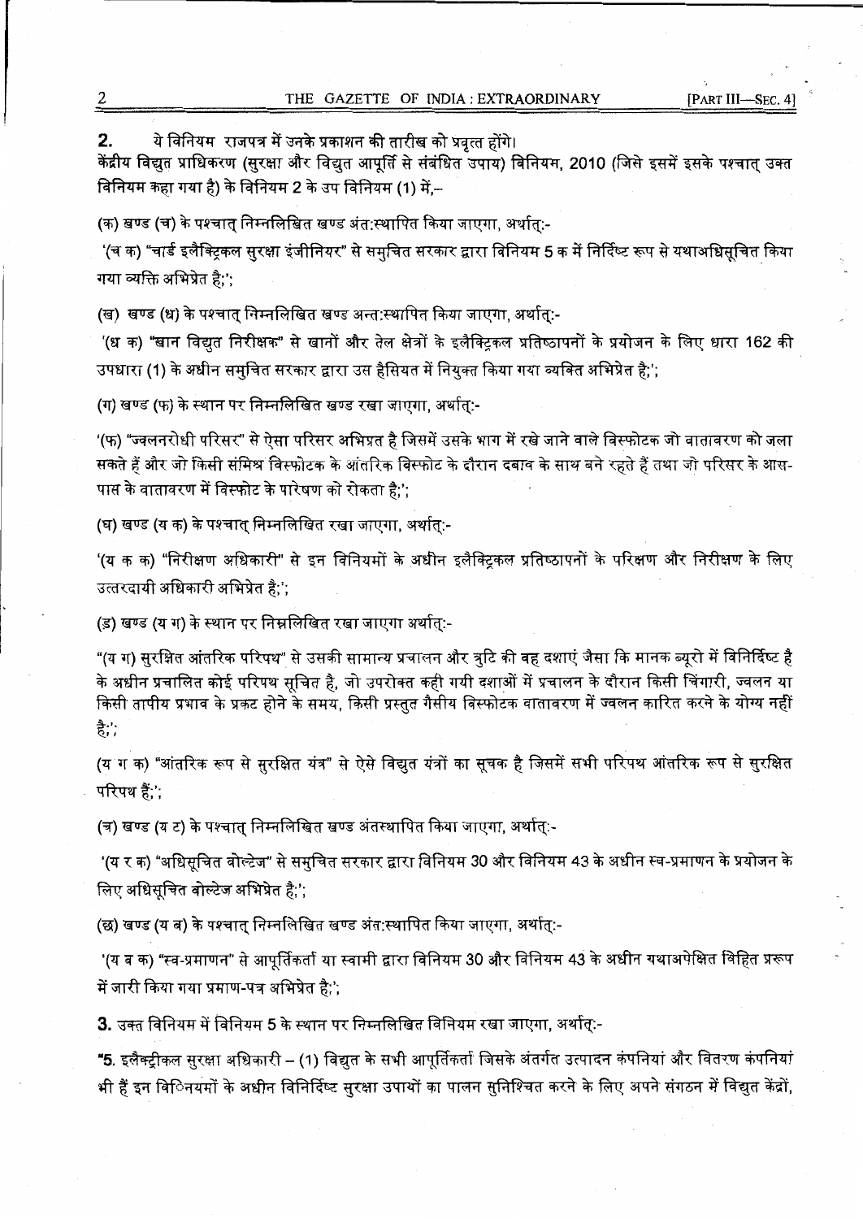2. ये विनियम राजपत्र में उनके प्रकाशन की तारीख को प्रवृत्त होंगे।

केंद्रीय विद्युत प्राधिकरण (सुरक्षा और विद्युत आपूर्ति से संबंधित उपाय) विनियम, 2010 (जिसे इसमें इसके पश्चात् उक्त विनियम कहा गया है) के विनियम 2 के उप विनियम (1) में,–

(क) खण्ड (च) के पश्चात् निम्नलिखित खण्ड अंत:स्थापित किया जाएगा, अर्थात्:-

'(च क) "चार्ड इलैक्ट्रिकल सुरक्षा इंजीनियर" से समुचित सरकार द्वारा विनियम 5 क में निर्दिष्ट रूप से यथाअधिसूचित किया गया व्यक्ति अभिप्रेत है;';

(ख) खण्ड (ध) के पश्चात् निम्नलिखित खण्ड अन्त:स्थापित किया जाएगा, अर्थात्:-

'(ध क) "खान विद्युत निरीक्षक" से खानों और तेल क्षेत्रों के इलैक्ट्रिकल प्रतिष्ठापनों के प्रयोजन के लिए धारा 162 की उपधारा (1) के अधीन समुचित सरकार द्वारा उस हैसियत में नियुक्त किया गया व्यक्ति अभिप्रेत है;';

(ग) खण्ड (फ) के स्थान पर निम्नलिखित खण्ड रखा जाएगा, अर्थात्:-

'(फ) "ज्वलनरोधी परिसर" से ऐसा परिसर अभिप्रत है जिसमें उसके भाग में रखे जाने वाले विस्फोटक जो वातावरण को जला सकते हैं और जो किसी संमिश्र विस्फोटक के आंतरिक विस्फोट के दौरान दबाव के साथ बने रहते हैं तथा जो परिसर के आस-पास के वातावरण में विस्फोट के पारेषण को रोकता है;';

(घ) खण्ड (य क) के पश्चात् निम्नलिखित रखा जाएगा, अर्थात्:-

'(य क क) "निरीक्षण अधिकारी" से इन विनियमों के अधीन इलैक्ट्रिकल प्रतिष्ठापनों के परिक्षण और निरीक्षण के लिए उत्तरदायी अधिकारी अभिप्रेत है;';

(ड) खण्ड (य ग) के स्थान पर निम्नलिखित रखा जाएगा अर्थात्:-

"(य ग) सुरक्षित आंतरिक परिपथ" से उसकी सामान्य प्रचालन और त्रुटि की वह दशाएं जैसा कि मानक ब्यूरो में विनिर्दिष्ट है के अधीन प्रचालित कोई परिपथ सूचित है, जो उपरोक्त कही गयी दशाओं में प्रचालन के दौरान किसी चिंगारी, ज्वलन या किसी तापीय प्रभाव के प्रकट होने के समय, किसी प्रस्तुत गैसीय विस्फोटक वातावरण में ज्वलन कारित करने के योग्य नहीं है;';

(य ग क) "आंतरिक रूप से सुरक्षित यंत्र" से ऐसे विद्युत यंत्रों का सूचक है जिसमें सभी परिपथ आंतरिक रूप से सुरक्षित परिपथ हैं;';

(च) खण्ड (य ट) के पश्चात् निम्नलिखित खण्ड अंतस्थापित किया जाएगा, अर्थात्:-

'(य र क) "अधिसूचित वोल्टेज" से समुचित सरकार द्वारा विनियम 30 और विनियम 43 के अधीन स्व-प्रमाणन के प्रयोजन के लिए अधिसूचित वोल्टेज अभिप्रेत है;';

(छ) खण्ड (य ब) के पश्चात् निम्नलिखित खण्ड अंत:स्थापित किया जाएगा, अर्थात्:-

'(य ब क) "स्व-प्रमाणन" से आपूर्तिकर्ता या स्वामी द्वारा विनियम 30 और विनियम 43 के अधीन यथाअपेक्षित विहित प्ररूप में जारी किया गया प्रमाण-पत्र अभिप्रेत है;';

3. उक्त विनियम में विनियम 5 के स्थान पर निम्नलिखित विनियम रखा जाएगा, अर्थात्:-

"5. इलैक्ट्रीकल सुरक्षा अधिकारी – (1) विद्युत के सभी आपूर्तिकर्ता जिसके अंतर्गत उत्पादन कंपनियां और वितरण कंपनियां भी हैं इन विनियमों के अधीन विनिर्दिष्ट सुरक्षा उपायों का पालन सुनिश्चित करने के लिए अपने संगठन में विद्युत केंद्रों,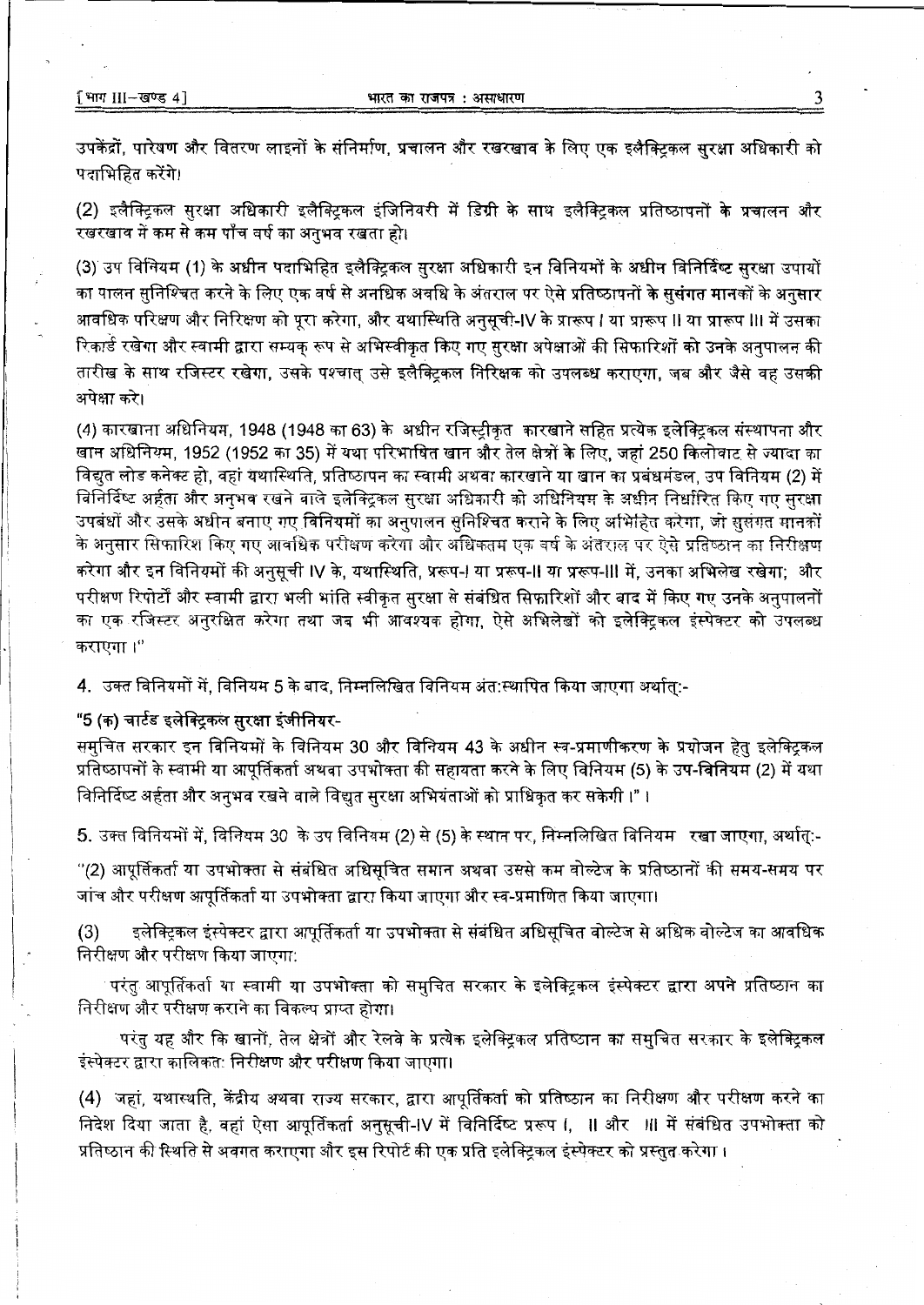उपकेंद्रों, पारेषण और वितरण लाइनों के संनिर्माण, प्रचालन और रखरखाव के लिए एक इलैक्ट्रिकल सुरक्षा अधिकारी को पदाभिहित करेंगे।

(2) इलैक्ट्रिकल सुरक्षा अधिकारी इलैक्ट्रिकल इंजिनियरी में डिग्री के साथ इलैक्ट्रिकल प्रतिष्ठापनों के प्रचालन और रखरखाव में कम से कम पाँच वर्ष का अनुभव रखता हो।

(3) उप विनियम (1) के अधीन पदाभिहित इलैक्ट्रिकल सुरक्षा अधिकारी इन विनियमों के अधीन विनिर्दिष्ट सुरक्षा उपायों का पालन सुनिश्चित करने के लिए एक वर्ष से अनधिक अवधि के अंतराल पर ऐसे प्रतिष्ठापनों के सुसंगत मानकों के अनुसार आवधिक परिक्षण और निरिक्षण को पूरा करेगा, और यथास्थिति अनुसूची-IV के प्रारूप I या प्रारूप II या प्रारूप III में उसका रिकार्ड रखेगा और स्वामी द्वारा सम्यक् रूप से अभिस्वीकृत किए गए सुरक्षा अपेक्षाओं की सिफारिशों को उनके अनुपालन की तारीख के साथ रजिस्टर रखेगा, उसके पश्चात् उसे इलैक्ट्रिकल निरिक्षक को उपलब्ध कराएगा, जब और जैसे वह उसकी अपेक्षा करे।

(4) कारखाना अधिनियम, 1948 (1948 का 63) के अधीन रजिस्ट्रीकृत कारखाने सहित प्रत्येक इलेक्ट्रिकल संस्थापना और खान अधिनियम, 1952 (1952 का 35) में यथा परिभाषित खान और तेल क्षेत्रों के लिए, जहां 250 किलोवाट से ज्यादा का विद्युत लोड कनेक्ट हो, वहां यथास्थिति, प्रतिष्ठापन का स्वामी अथवा कारखाने या खान का प्रबंधमंडल, उप विनियम (2) में विनिर्दिष्ट अर्हता और अनुभव रखने वाले इलेक्ट्रिकल सुरक्षा अधिकारी को अधिनियम के अधीन निर्धारित किए गए सुरक्षा उपबंधों और उसके अधीन बनाए गए विनियमों का अनुपालन सुनिश्चित कराने के लिए अभिहित करेगा, जो सुसंगत मानकों के अनुसार सिफारिश किए गए आवधिक परीक्षण करेगा और अधिकतम एक वर्ष के अंतराल पर ऐसे प्रतिष्ठान का निरीक्षण करेगा और इन विनियमों की अनुसूची IV के, यथास्थिति, प्ररूप-I या प्ररूप-II या प्ररूप-III में, उनका अभिलेख रखेगा; और परीक्षण रिपोर्टों और स्वामी द्वारा भली भांति स्वीकृत सुरक्षा से संबंधित सिफारिशों और बाद में किए गए उनके अनुपालनों का एक रजिस्टर अनुरक्षित करेगा तथा जब भी आवश्यक होगा, ऐसे अभिलेखों को इलेक्ट्रिकल इंस्पेक्टर को उपलब्ध कराएगा।"

4. उक्त विनियमों में, विनियम 5 के बाद, निम्नलिखित विनियम अंतःस्थापित किया जाएगा अर्थात्:-

"5 (क) चार्टर्ड इलेक्ट्रिकल सुरक्षा इंजीनियर-

समुचित सरकार इन विनियमों के विनियम 30 और विनियम 43 के अधीन स्व-प्रमाणीकरण के प्रयोजन हेतु इलेक्ट्रिकल प्रतिष्ठापनों के स्वामी या आपूर्तिकर्ता अथवा उपभोक्ता की सहायता करने के लिए विनियम (5) के उप-विनियम (2) में यथा विनिर्दिष्ट अर्हता और अनुभव रखने वाले विद्युत सुरक्षा अभियंताओं को प्राधिकृत कर सकेगी।"।

5. उक्त विनियमों में, विनियम 30 के उप विनियम (2) से (5) के स्थान पर, निम्नलिखित विनियम रखा जाएगा, अर्थात्:-

"(2) आपूर्तिकर्ता या उपभोक्ता से संबंधित अधिसूचित समान अथवा उससे कम वोल्टेज के प्रतिष्ठानों की समय-समय पर जांच और परीक्षण आपूर्तिकर्ता या उपभोक्ता द्वारा किया जाएगा और स्व-प्रमाणित किया जाएगा।

(3) इलेक्ट्रिकल इंस्पेक्टर द्वारा आपूर्तिकर्ता या उपभोक्ता से संबंधित अधिसूचित वोल्टेज से अधिक वोल्टेज का आवधिक निरीक्षण और परीक्षण किया जाएगा:

परंतु आपूर्तिकर्ता या स्वामी या उपभोक्ता को समुचित सरकार के इलेक्ट्रिकल इंस्पेक्टर द्वारा अपने प्रतिष्ठान का निरीक्षण और परीक्षण कराने का विकल्प प्राप्त होगा।

परंतु यह और कि खानों, तेल क्षेत्रों और रेलवे के प्रत्येक इलेक्ट्रिकल प्रतिष्ठान का समुचित सरकार के इलेक्ट्रिकल इंस्पेक्टर द्वारा कालिकतः निरीक्षण और परीक्षण किया जाएगा।

(4) जहां, यथास्थिति, केंद्रीय अथवा राज्य सरकार, द्वारा आपूर्तिकर्ता को प्रतिष्ठान का निरीक्षण और परीक्षण करने का निदेश दिया जाता है, वहां ऐसा आपूर्तिकर्ता अनुसूची-IV में विनिर्दिष्ट प्ररूप I, II और III में संबंधित उपभोक्ता को प्रतिष्ठान की स्थिति से अवगत कराएगा और इस रिपोर्ट की एक प्रति इलेक्ट्रिकल इंस्पेक्टर को प्रस्तुत करेगा।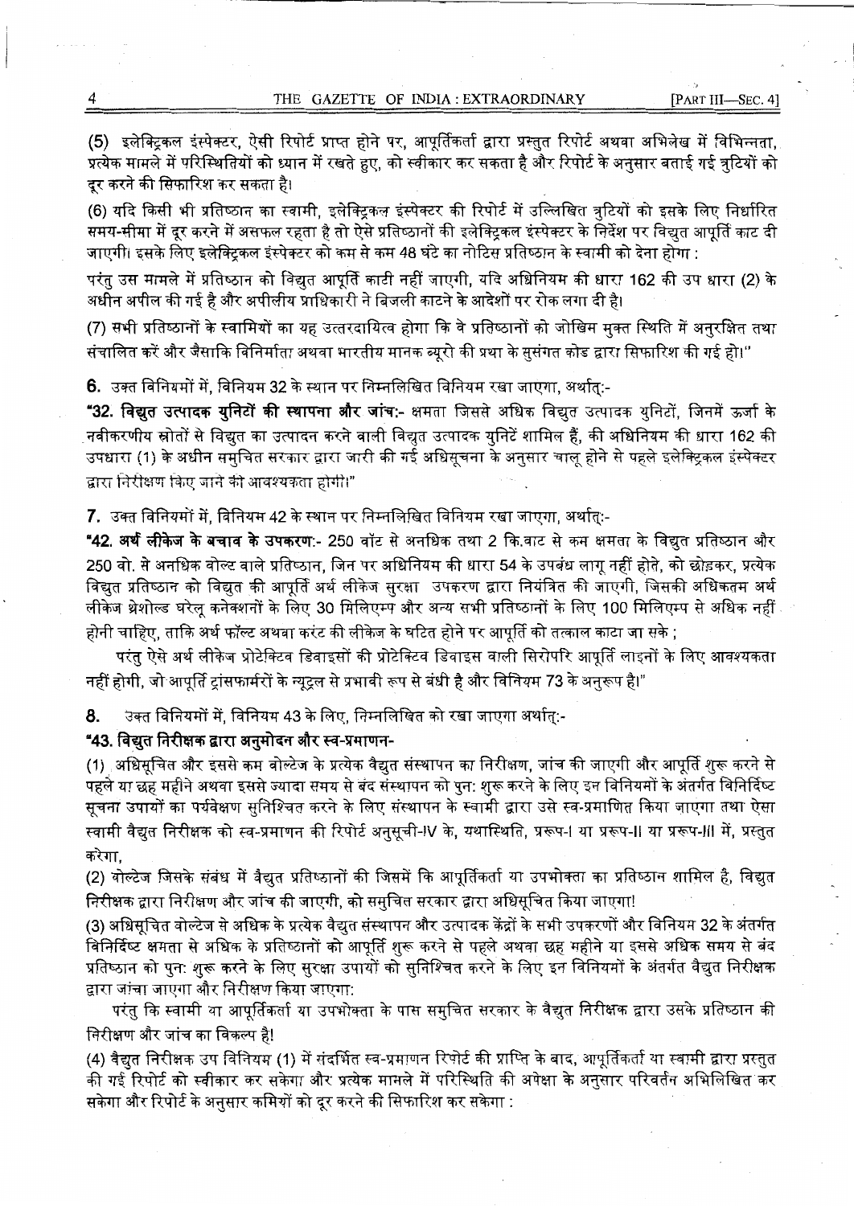(5) इलेक्ट्रिकल इंस्पेक्टर, ऐसी रिपोर्ट प्राप्त होने पर, आपूर्तिकर्ता द्वारा प्रस्तुत रिपोर्ट अथवा अभिलेख में विभिन्नता, प्रत्येक मामले में परिस्थितियों को ध्यान में रखते हुए, को स्वीकार कर सकता है और रिपोर्ट के अनुसार बताई गई त्रुटियों को दूर करने की सिफारिश कर सकता है।

(6) यदि किसी भी प्रतिष्ठान का स्वामी, इलेक्ट्रिकल इंस्पेक्टर की रिपोर्ट में उल्लिखित त्रुटियों को इसके लिए निर्धारित समय-सीमा में दूर करने में असफल रहता है तो ऐसे प्रतिष्ठानों की इलेक्ट्रिकल इंस्पेक्टर के निर्देश पर विद्युत आपूर्ति काट दी जाएगी। इसके लिए इलेक्ट्रिकल इंस्पेक्टर को कम से कम 48 घंटे का नोटिस प्रतिष्ठान के स्वामी को देना होगा :

परंतु उस मामले में प्रतिष्ठान को विद्युत आपूर्ति काटी नहीं जाएगी, यदि अधिनियम की धारा 162 की उप धारा (2) के अधीन अपील की गई है और अपीलीय प्राधिकारी ने बिजली काटने के आदेशों पर रोक लगा दी है।

(7) सभी प्रतिष्ठानों के स्वामियों का यह उत्तरदायित्व होगा कि वे प्रतिष्ठानों को जोखिम मुक्त स्थिति में अनुरक्षित तथा संचालित करें और जैसाकि विनिर्माता अथवा भारतीय मानक ब्यूरो की प्रथा के सुसंगत कोड द्वारा सिफारिश की गई हो।"

6. उक्त विनियमों में, विनियम 32 के स्थान पर निम्नलिखित विनियम रखा जाएगा, अर्थात्:-

"**32. विद्युत उत्पादक युनिटों की स्थापना और जांच**:- क्षमता जिससे अधिक विद्युत उत्पादक युनिटों, जिनमें ऊर्जा के नवीकरणीय स्रोतों से विद्युत का उत्पादन करने वाली विद्युत उत्पादक युनिटें शामिल हैं, की अधिनियम की धारा 162 की उपधारा (1) के अधीन समुचित सरकार द्वारा जारी की गई अधिसूचना के अनुसार चालू होने से पहले इलेक्ट्रिकल इंस्पेक्टर द्वारा निरीक्षण किए जाने की आवश्यकता होगी।"

7. उक्त विनियमों में, विनियम 42 के स्थान पर निम्नलिखित विनियम रखा जाएगा, अर्थात्:-

"**42. अर्थ लीकेज के बचाव के उपकरण**:- 250 वॉट से अनधिक तथा 2 कि.वाट से कम क्षमता के विद्युत प्रतिष्ठान और 250 वो. से अनधिक वोल्ट वाले प्रतिष्ठान, जिन पर अधिनियम की धारा 54 के उपबंध लागू नहीं होते, को छोड़कर, प्रत्येक विद्युत प्रतिष्ठान को विद्युत की आपूर्ति अर्थ लीकेज सुरक्षा उपकरण द्वारा नियंत्रित की जाएगी, जिसकी अधिकतम अर्थ लीकेज थ्रेशोल्ड घरेलू कनेक्शनों के लिए 30 मिलिएम्प और अन्य सभी प्रतिष्ठानों के लिए 100 मिलिएम्प से अधिक नहीं होनी चाहिए, ताकि अर्थ फॉल्ट अथवा करंट की लीकेज के घटित होने पर आपूर्ति को तत्काल काटा जा सके ;

परंतु ऐसे अर्थ लीकेज प्रोटेक्टिव डिवाइसों की प्रोटेक्टिव डिवाइस वाली सिरोपरि आपूर्ति लाइनों के लिए आवश्यकता नहीं होगी, जो आपूर्ति ट्रांसफार्मरों के न्यूट्रल से प्रभावी रूप से बंधी है और विनियम 73 के अनुरूप है।"

8. उक्त विनियमों में, विनियम 43 के लिए, निम्नलिखित को रखा जाएगा अर्थात्:-

"**43. विद्युत निरीक्षक द्वारा अनुमोदन और स्व-प्रमाणन-**

(1) अधिसूचित और इससे कम वोल्टेज के प्रत्येक वैद्युत संस्थापन का निरीक्षण, जांच की जाएगी और आपूर्ति शुरू करने से पहले या छह महीने अथवा इससे ज्यादा समय से बंद संस्थापन को पुन: शुरू करने के लिए इन विनियमों के अंतर्गत विनिर्दिष्ट सूचना उपायों का पर्यवेक्षण सुनिश्चित करने के लिए संस्थापन के स्वामी द्वारा उसे स्व-प्रमाणित किया जाएगा तथा ऐसा स्वामी वैद्युत निरीक्षक को स्व-प्रमाणन की रिपोर्ट अनुसूची-IV के, यथास्थिति, प्ररूप-I या प्ररूप-II या प्ररूप-III में, प्रस्तुत करेगा,

(2) वोल्टेज जिसके संबंध में वैद्युत प्रतिष्ठानों की जिसमें कि आपूर्तिकर्ता या उपभोक्ता का प्रतिष्ठान शामिल है, विद्युत निरीक्षक द्वारा निरीक्षण और जांच की जाएगी, को समुचित सरकार द्वारा अधिसूचित किया जाएगा।

(3) अधिसूचित वोल्टेज से अधिक के प्रत्येक वैद्युत संस्थापन और उत्पादक केंद्रों के सभी उपकरणों और विनियम 32 के अंतर्गत विनिर्दिष्ट क्षमता से अधिक के प्रतिष्ठानों को आपूर्ति शुरू करने से पहले अथवा छह महीने या इससे अधिक समय से बंद प्रतिष्ठान को पुन: शुरू करने के लिए सुरक्षा उपायों को सुनिश्चित करने के लिए इन विनियमों के अंतर्गत वैद्युत निरीक्षक द्वारा जांचा जाएगा और निरीक्षण किया जाएगा:

परंतु कि स्वामी या आपूर्तिकर्ता या उपभोक्ता के पास समुचित सरकार के वैद्युत निरीक्षक द्वारा उसके प्रतिष्ठान की निरीक्षण और जांच का विकल्प है।

(4) वैद्युत निरीक्षक उप विनियम (1) में संदर्भित स्व-प्रमाणन रिपोर्ट की प्राप्ति के बाद, आपूर्तिकर्ता या स्वामी द्वारा प्रस्तुत की गई रिपोर्ट को स्वीकार कर सकेगा और प्रत्येक मामले में परिस्थिति की अपेक्षा के अनुसार परिवर्तन अभिलिखित कर सकेगा और रिपोर्ट के अनुसार कमियों को दूर करने की सिफारिश कर सकेगा :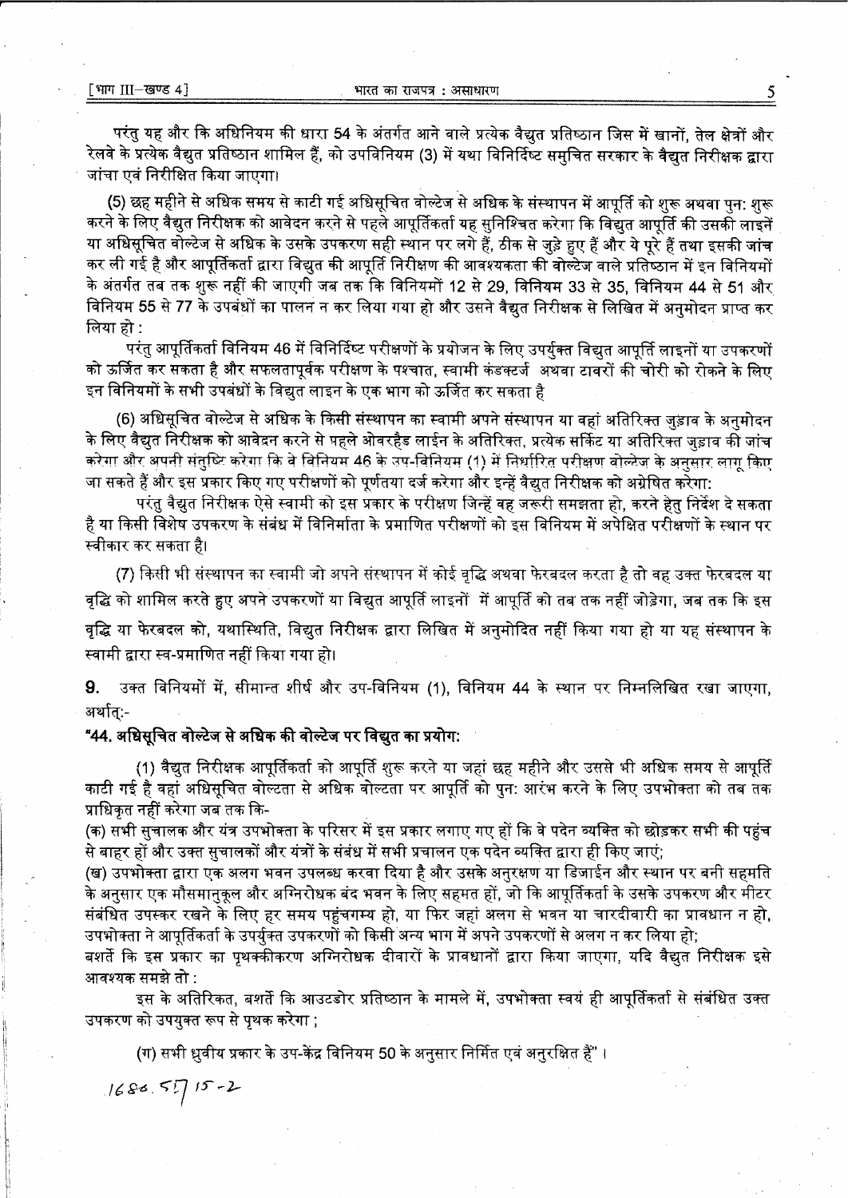परंतु यह और कि अधिनियम की धारा 54 के अंतर्गत आने वाले प्रत्येक वैद्युत प्रतिष्ठान जिस में खानों, तेल क्षेत्रों और रेलवे के प्रत्येक वैद्युत प्रतिष्ठान शामिल हैं, को उपविनियम (3) में यथा विनिर्दिष्ट समुचित सरकार के वैद्युत निरीक्षक द्वारा जांचा एवं निरीक्षित किया जाएगा।

(5) छह महीने से अधिक समय से काटी गई अधिसूचित वोल्टेज से अधिक के संस्थापन में आपूर्ति को शुरू अथवा पुन: शुरू करने के लिए वैद्युत निरीक्षक को आवेदन करने से पहले आपूर्तिकर्ता यह सुनिश्चित करेगा कि विद्युत आपूर्ति की उसकी लाइनें या अधिसूचित वोल्टेज से अधिक के उसके उपकरण सही स्थान पर लगे हैं, ठीक से जुड़े हुए हैं और ये पूरे हैं तथा इसकी जांच कर ली गई है और आपूर्तिकर्ता द्वारा विद्युत की आपूर्ति निरीक्षण की आवश्यकता की वोल्टेज वाले प्रतिष्ठान में इन विनियमों के अंतर्गत तब तक शुरू नहीं की जाएगी जब तक कि विनियमों 12 से 29, विनियम 33 से 35, विनियम 44 से 51 और विनियम 55 से 77 के उपबंधों का पालन न कर लिया गया हो और उसने वैद्युत निरीक्षक से लिखित में अनुमोदन प्राप्त कर लिया हो :

परंतु आपूर्तिकर्ता विनियम 46 में विनिर्दिष्ट परीक्षणों के प्रयोजन के लिए उपर्युक्त विद्युत आपूर्ति लाइनों या उपकरणों को ऊर्जित कर सकता है और सफलतापूर्वक परीक्षण के पश्चात, स्वामी कंडक्टर्ज अथवा टावरों की चोरी को रोकने के लिए इन विनियमों के सभी उपबंधों के विद्युत लाइन के एक भाग को ऊर्जित कर सकता है

(6) अधिसूचित वोल्टेज से अधिक के किसी संस्थापन का स्वामी अपने संस्थापन या वहां अतिरिक्त जुड़ाव के अनुमोदन के लिए वैद्युत निरीक्षक को आवेदन करने से पहले ओवरहैड लाईन के अतिरिक्त, प्रत्येक सर्किट या अतिरिक्त जुड़ाव की जांच करेगा और अपनी संतुष्टि करेगा कि वे विनियम 46 के उप-विनियम (1) में निर्धारित परीक्षण वोल्टेज के अनुसार लागू किए जा सकते हैं और इस प्रकार किए गए परीक्षणों को पूर्णतया दर्ज करेगा और इन्हें वैद्युत निरीक्षक को अग्रेषित करेगा:

परंतु वैद्युत निरीक्षक ऐसे स्वामी को इस प्रकार के परीक्षण जिन्हें वह जरूरी समझता हो, करने हेतु निर्देश दे सकता है या किसी विशेष उपकरण के संबंध में विनिर्माता के प्रमाणित परीक्षणों को इस विनियम में अपेक्षित परीक्षणों के स्थान पर स्वीकार कर सकता है।

(7) किसी भी संस्थापन का स्वामी जो अपने संस्थापन में कोई वृद्धि अथवा फेरबदल करता है तो वह उक्त फेरबदल या वृद्धि को शामिल करते हुए अपने उपकरणों या विद्युत आपूर्ति लाइनों में आपूर्ति को तब तक नहीं जोड़ेगा, जब तक कि इस वृद्धि या फेरबदल को, यथास्थिति, विद्युत निरीक्षक द्वारा लिखित में अनुमोदित नहीं किया गया हो या यह संस्थापन के स्वामी द्वारा स्व-प्रमाणित नहीं किया गया हो।

**9.** उक्त विनियमों में, सीमान्त शीर्ष और उप-विनियम (1), विनियम 44 के स्थान पर निम्नलिखित रखा जाएगा, अर्थात्:-

**"44. अधिसूचित वोल्टेज से अधिक की वोल्टेज पर विद्युत का प्रयोग:**

(1) वैद्युत निरीक्षक आपूर्तिकर्ता को आपूर्ति शुरू करने या जहां छह महीने और उससे भी अधिक समय से आपूर्ति काटी गई है वहां अधिसूचित वोल्टता से अधिक वोल्टता पर आपूर्ति को पुन: आरंभ करने के लिए उपभोक्ता को तब तक प्राधिकृत नहीं करेगा जब तक कि-

(क) सभी सुचालक और यंत्र उपभोक्ता के परिसर में इस प्रकार लगाए गए हों कि वे पदेन व्यक्ति को छोड़कर सभी की पहुंच से बाहर हों और उक्त सुचालकों और यंत्रों के संबंध में सभी प्रचालन एक पदेन व्यक्ति द्वारा ही किए जाएं;

(ख) उपभोक्ता द्वारा एक अलग भवन उपलब्ध करवा दिया है और उसके अनुरक्षण या डिजाईन और स्थान पर बनी सहमति के अनुसार एक मौसमानुकूल और अग्निरोधक बंद भवन के लिए सहमत हों, जो कि आपूर्तिकर्ता के उसके उपकरण और मीटर संबंधित उपस्कर रखने के लिए हर समय पहुंचगम्य हो, या फिर जहां अलग से भवन या चारदीवारी का प्रावधान न हो, उपभोक्ता ने आपूर्तिकर्ता के उपर्युक्त उपकरणों को किसी अन्य भाग में अपने उपकरणों से अलग न कर लिया हो;

बशर्ते कि इस प्रकार का पृथक्कीकरण अग्निरोधक दीवारों के प्रावधानों द्वारा किया जाएगा, यदि वैद्युत निरीक्षक इसे आवश्यक समझे तो :

इस के अतिरिक्त, बशर्ते कि आउटडोर प्रतिष्ठान के मामले में, उपभोक्ता स्वयं ही आपूर्तिकर्ता से संबंधित उक्त उपकरण को उपयुक्त रूप से पृथक करेगा ;

(ग) सभी ध्रुवीय प्रकार के उप-केंद्र विनियम 50 के अनुसार निर्मित एवं अनुरक्षित हैं"।

1680. 57/15-2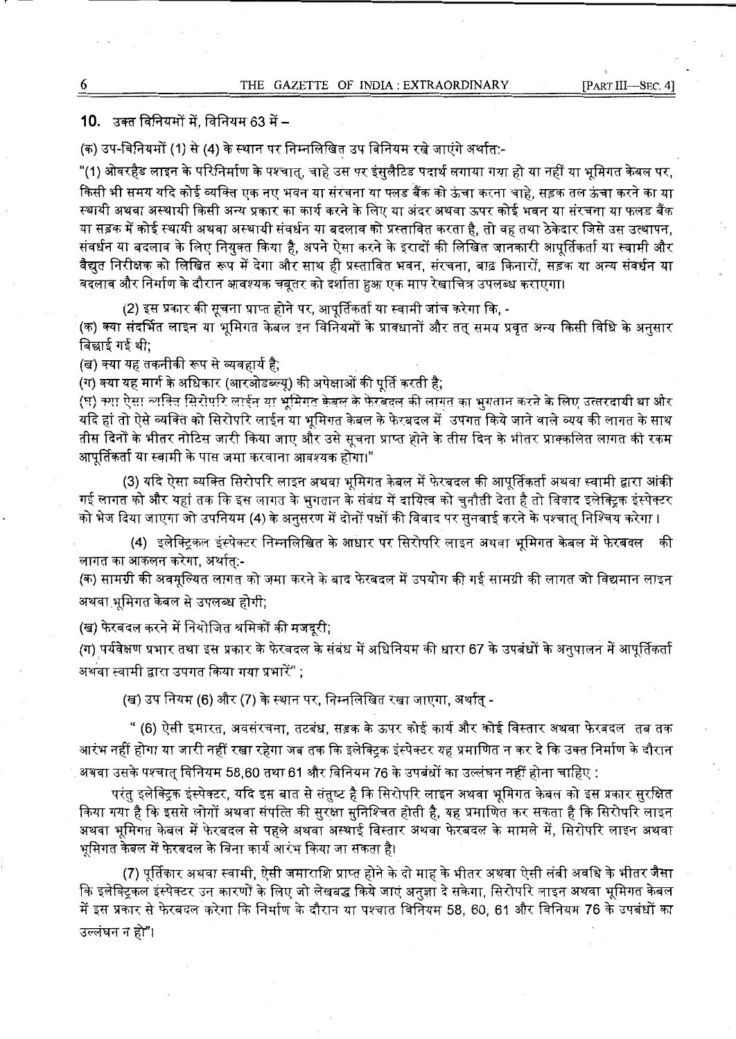**10.** उक्त विनियमों में, विनियम 63 में –

(क) उप-विनियमों (1) से (4) के स्थान पर निम्नलिखित उप विनियम रखे जाएंगे अर्थात:-

"(1) ओवरहैड लाइन के परिनिर्माण के पश्चात्, चाहे उस पर इंसुलैटिड पदार्थ लगाया गया हो या नहीं या भूमिगत केबल पर, किसी भी समय यदि कोई व्यक्ति एक नए भवन या संरचना या फ्लड बैंक को ऊंचा करना चाहे, सड़क तल ऊंचा करने का या स्थायी अथवा अस्थायी किसी अन्य प्रकार का कार्य करने के लिए या अंदर अथवा ऊपर कोई भवन या संरचना या फ्लड बैंक या सड़क में कोई स्थायी अथवा अस्थायी संवर्धन या बदलाव को प्रस्तावित करता है, तो वह तथा ठेकेदार जिसे उस उत्थापन, संवर्धन या बदलाव के लिए नियुक्त किया है, अपने ऐसा करने के इरादों की लिखित जानकारी आपूर्तिकर्ता या स्वामी और वैद्युत निरीक्षक को लिखित रूप में देगा और साथ ही प्रस्तावित भवन, संरचना, बाढ़ किनारों, सड़क या अन्य संवर्धन या बदलाव और निर्माण के दौरान आवश्यक चबूतर को दर्शाता हुआ एक माप रेखाचित्र उपलब्ध कराएगा।

(2) इस प्रकार की सूचना प्राप्त होने पर, आपूर्तिकर्ता या स्वामी जांच करेगा कि, -

(क) क्या संदर्भित लाइन या भूमिगत केबल इन विनियमों के प्रावधानों और तत् समय प्रवृत अन्य किसी विधि के अनुसार बिछाई गई थी;

(ख) क्या यह तकनीकी रूप से व्यवहार्य है;

(ग) क्या यह मार्ग के अधिकार (आरओडब्ल्यू) की अपेक्षाओं की पूर्ति करती है;

(घ) क्या ऐसा व्यक्ति सिरोपरि लाईन या भूमिगत केबल के फेरबदल की लागत का भुगतान करने के लिए उत्तरदायी था और यदि हां तो ऐसे व्यक्ति को सिरोपरि लाईन या भूमिगत केबल के फेरबदल में उपगत किये जाने वाले व्यय की लागत के साथ तीस दिनों के भीतर नोटिस जारी किया जाए और उसे सूचना प्राप्त होने के तीस दिन के भीतर प्राक्कलित लागत की रकम आपूर्तिकर्ता या स्वामी के पास जमा करवाना आवश्यक होगा।"

(3) यदि ऐसा व्यक्ति सिरोपरि लाइन अथवा भूमिगत केबल में फेरबदल की आपूर्तिकर्ता अथवा स्वामी द्वारा आंकी गई लागत को और यहां तक कि इस लागत के भुगतान के संबंध में दायित्व को चुनौती देता है तो विवाद इलेक्ट्रिक इंस्पेक्टर को भेज दिया जाएगा जो उपनियम (4) के अनुसरण में दोनों पक्षों की विवाद पर सुनवाई करने के पश्चात् निश्चिय करेगा।

(4) इलेक्ट्रिकल इंस्पेक्टर निम्नलिखित के आधार पर सिरोपरि लाइन अथवा भूमिगत केबल में फेरबदल की लागत का आकलन करेगा, अर्थात्:-

(क) सामग्री की अवमूल्यित लागत को जमा करने के बाद फेरबदल में उपयोग की गई सामग्री की लागत जो विद्यमान लाइन अथवा भूमिगत केबल से उपलब्ध होगी;

(ख) फेरबदल करने में नियोजित श्रमिकों की मजदूरी;

(ग) पर्यवेक्षण प्रभार तथा इस प्रकार के फेरबदल के संबंध में अधिनियम की धारा 67 के उपबंधों के अनुपालन में आपूर्तिकर्ता अथवा स्वामी द्वारा उपगत किया गया प्रभारें" ;

(ख) उप नियम (6) और (7) के स्थान पर, निम्नलिखित रखा जाएगा, अर्थात् -

" (6) ऐसी इमारत, अवसंरचना, तटबंध, सड़क के ऊपर कोई कार्य और कोई विस्तार अथवा फेरबदल तब तक आरंभ नहीं होगा या जारी नहीं रखा रहेगा जब तक कि इलेक्ट्रिक इंस्पेक्टर यह प्रमाणित न कर दे कि उक्त निर्माण के दौरान अथवा उसके पश्चात् विनियम 58,60 तथा 61 और विनियम 76 के उपबंधों का उल्लंघन नहीं होना चाहिए :

परंतु इलेक्ट्रिक इंस्पेक्टर, यदि इस बात से संतुष्ट है कि सिरोपरि लाइन अथवा भूमिगत केबल को इस प्रकार सुरक्षित किया गया है कि इससे लोगों अथवा संपत्ति की सुरक्षा सुनिश्चित होती है, यह प्रमाणित कर सकता है कि सिरोपरि लाइन अथवा भूमिगत केबल में फेरबदल से पहले अथवा अस्थाई विस्तार अथवा फेरबदल के मामले में, सिरोपरि लाइन अथवा भूमिगत केबल में फेरबदल के बिना कार्य आरंभ किया जा सकता है।

(7) पूर्तिकार अथवा स्वामी, ऐसी जमाराशि प्राप्त होने के दो माह के भीतर अथवा ऐसी लंबी अवधि के भीतर जैसा कि इलेक्ट्रिकल इंस्पेक्टर उन कारणों के लिए जो लेखबद्ध किये जाएं अनुज्ञा दे सकेगा, सिरोपरि लाइन अथवा भूमिगत केबल में इस प्रकार से फेरबदल करेगा कि निर्माण के दौरान या पश्चात विनियम 58, 60, 61 और विनियम 76 के उपबंधों का उल्लंघन न हो"।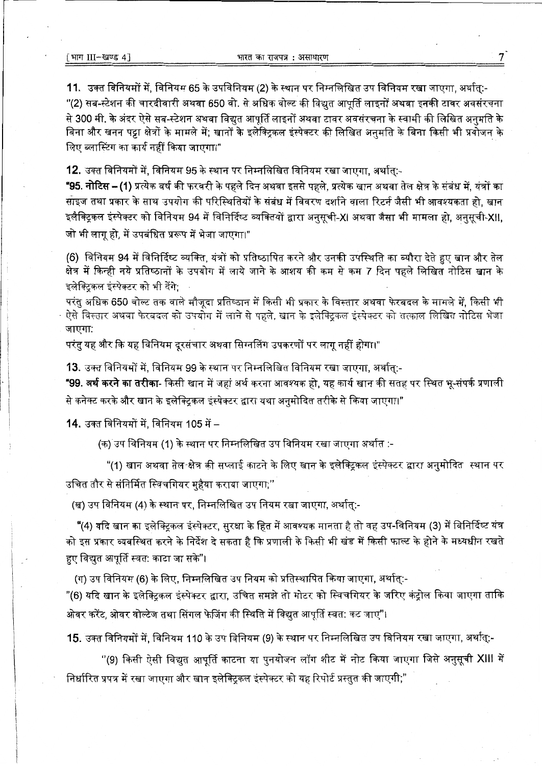11. उक्त विनियमों में, विनियम 65 के उपविनियम (2) के स्थान पर निम्नलिखित उप विनियम रखा जाएगा, अर्थात्:-

"(2) सब-स्टेशन की चारदीवारी अथवा 650 वो. से अधिक वोल्ट की विद्युत आपूर्ति लाइनों अथवा इनकी टावर अवसंरचना से 300 मी. के अंदर ऐसे सब-स्टेशन अथवा विद्युत आपूर्ति लाइनों अथवा टावर अवसंरचना के स्वामी की लिखित अनुमति के बिना और खनन पट्टा क्षेत्रों के मामले में; खानों के इलेक्ट्रिकल इंस्पेक्टर की लिखित अनुमति के बिना किसी भी प्रयोजन के लिए ब्लास्टिंग का कार्य नहीं किया जाएगा।"

12. उक्त विनियमों में, विनियम 95 के स्थान पर निम्नलिखित विनियम रखा जाएगा, अर्थात्:-

**"95. नोटिस – (1)** प्रत्येक वर्ष की फरवरी के पहले दिन अथवा इससे पहले, प्रत्येक खान अथवा तेल क्षेत्र के संबंध में, यंत्रों का साइज तथा प्रकार के साथ उपयोग की परिस्थितियों के संबंध में विवरण दर्शाने वाला रिटर्न जैसी भी आवश्यकता हो, खान इलैक्ट्रिकल इंस्पेक्टर को विनियम 94 में विनिर्दिष्ट व्यक्तियों द्वारा अनुसूची-XI अथवा जैसा भी मामला हो, अनुसूची-XII, जो भी लागू हो, में उपबंधित प्ररूप में भेजा जाएगा।"

(6) विनियम 94 में विनिर्दिष्ट व्यक्ति, यंत्रों को प्रतिष्ठापित करने और उनकी उपस्थिति का ब्यौरा देते हुए खान और तेल क्षेत्र में किन्ही नये प्रतिष्ठानों के उपयोग में लाये जाने के आशय की कम से कम 7 दिन पहले लिखित नोटिस खान के इलेक्ट्रिकल इंस्पेक्टर को भी देंगे;

परंतु अधिक 650 वोल्ट तक वाले मौजूदा प्रतिष्ठान में किसी भी प्रकार के विस्तार अथवा फेरबदल के मामले में, किसी भी ऐसे विस्तार अथवा फेरबदल को उपयोग में लाने से पहले, खान के इलेक्ट्रिकल इंस्पेक्टर को तत्काल लिखित नोटिस भेजा जाएगा:

परंतु यह और कि यह विनियम दूरसंचार अथवा सिग्नलिंग उपकरणों पर लागू नहीं होगा।"

13. उक्त विनियमों में, विनियम 99 के स्थान पर निम्नलिखित विनियम रखा जाएगा, अर्थात्:-

**"99. अर्थ करने का तरीका-** किसी खान में जहां अर्थ करना आवश्यक हो, यह कार्य खान की सतह पर स्थित भू-संपर्क प्रणाली से कनेक्ट करके और खान के इलेक्ट्रिकल इंस्पेक्टर द्वारा यथा अनुमोदित तरीके से किया जाएगा।"

14. उक्त विनियमों में, विनियम 105 में –

(क) उप विनियम (1) के स्थान पर निम्नलिखित उप विनियम रखा जाएगा अर्थात :-

"(1) खान अथवा तेल क्षेत्र की सप्लाई काटने के लिए खान के इलेक्ट्रिकल इंस्पेक्टर द्वारा अनुमोदित स्थान पर उचित तौर से संनिर्मित स्विचगियर मुहैया कराया जाएगा;"

(ख) उप विनियम (4) के स्थान पर, निम्नलिखित उप नियम रखा जाएगा, अर्थात्:-

"(4) यदि खान का इलेक्ट्रिकल इंस्पेक्टर, सुरक्षा के हित में आवश्यक मानता है तो वह उप-विनियम (3) में विनिर्दिष्ट यंत्र को इस प्रकार व्यवस्थित करने के निर्देश दे सकता है कि प्रणाली के किसी भी खंड में किसी फाल्ट के होने के मध्यधीन रखते हुए विद्युत आपूर्ति स्वत: काटा जा सके"।

(ग) उप विनियम (6) के लिए, निम्नलिखित उप नियम को प्रतिस्थापित किया जाएगा, अर्थात्:-

"(6) यदि खान के इलेक्ट्रिकल इंस्पेक्टर द्वारा, उचित समझे तो मोटर को स्विचगियर के जरिए कंट्रोल किया जाएगा ताकि ओवर करेंट, ओवर वोल्टेज तथा सिंगल फेजिंग की स्थिति में विद्युत आपूर्ति स्वत: कट जाए"।

15. उक्त विनियमों में, विनियम 110 के उप विनियम (9) के स्थान पर निम्नलिखित उप विनियम रखा जाएगा, अर्थात्:-

"(9) किसी ऐसी विद्युत आपूर्ति काटना या पुनर्योजन लॉग शीट में नोट किया जाएगा जिसे अनुसूची XIII में निर्धारित प्रपत्र में रखा जाएगा और खान इलेक्ट्रिकल इंस्पेक्टर को यह रिपोर्ट प्रस्तुत की जाएगी;"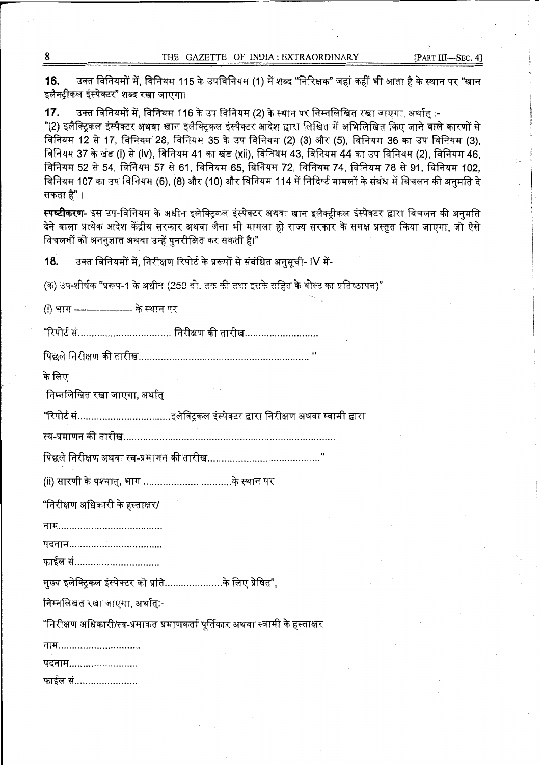**16.** उक्त विनियमों में, विनियम 115 के उपविनियम (1) में शब्द "निरिक्षक" जहां कहीं भी आता है के स्थान पर "खान इलैक्ट्रीकल इंस्पेक्टर" शब्द रखा जाएगा।

**17.** उक्त विनियमों में, विनियम 116 के उप विनियम (2) के स्थान पर निम्नलिखित रखा जाएगा, अर्थात् :-

"(2) इलैक्ट्रिकल इंस्पैक्टर अथवा खान इलैक्ट्रिकल इंस्पैक्टर आदेश द्वारा लिखित में अभिलिखित किए जाने वाले कारणों से विनियम 12 से 17, विनियम 28, विनियम 35 के उप विनियम (2) (3) और (5), विनियम 36 का उप विनियम (3), विनियम 37 के खंड (i) से (iv), विनियम 41 का खंड (xii), विनियम 43, विनियम 44 का उप विनियम (2), विनियम 46, विनियम 52 से 54, विनियम 57 से 61, विनियम 65, विनियम 72, विनियम 74, विनियम 78 से 91, विनियम 102, विनियम 107 का उप विनियम (6), (8) और (10) और विनियम 114 में निदिर्ष्ट मामलों के संबंध में विचलन की अनुमति दे सकता है"।

**स्पष्टीकरण-** इस उप-विनियम के अधीन इलेक्ट्रिकल इंस्पेक्टर अथवा खान इलैक्ट्रीकल इंस्पेक्टर द्वारा विचलन की अनुमति देने वाला प्रत्येक आदेश केंद्रीय सरकार अथवा जैसा भी मामला हो राज्य सरकार के समक्ष प्रस्तुत किया जाएगा, जो ऐसे विचलनों को अननुज्ञात अथवा उन्हें पुनरीक्षित कर सकती है।"

**18.** उक्त विनियमों में, निरीक्षण रिपोर्ट के प्ररूपों से संबंधित अनुसूची- IV में-

(क) उप-शीर्षक "प्ररूप-1 के अधीन (250 वो. तक की तथा इसके सहित के वोल्ट का प्रतिष्ठापन)"

(i) भाग ------------------ के स्थान पर

"रिपोर्ट सं................................. निरीक्षण की तारीख..........................

पिछले निरीक्षण की तारीख..............................................................."

के लिए

निम्नलिखित रखा जाएगा, अर्थात्

"रिपोर्ट सं.................................इलेक्ट्रिकल इंस्पेक्टर द्वारा निरीक्षण अथवा स्वामी द्वारा

स्व-प्रमाणन की तारीख...........................................................................

पिछले निरीक्षण अथवा स्व-प्रमाणन की तारीख......................................"

(ii) सारणी के पश्चात्, भाग ................................के स्थान पर

"निरीक्षण अधिकारी के हस्ताक्षर/

नाम.......................................

पदनाम..................................

फाईल सं...............................

मुख्य इलेक्ट्रिकल इंस्पेक्टर को प्रति.....................के लिए प्रेषित",

निम्नलिखत रखा जाएगा, अर्थात्:-

"निरीक्षण अधिकारी/स्व-प्रमाकत प्रमाणकर्ता पूर्तिकार अथवा स्वामी के हस्ताक्षर

नाम...............................

पदनाम.........................

फाईल सं.......................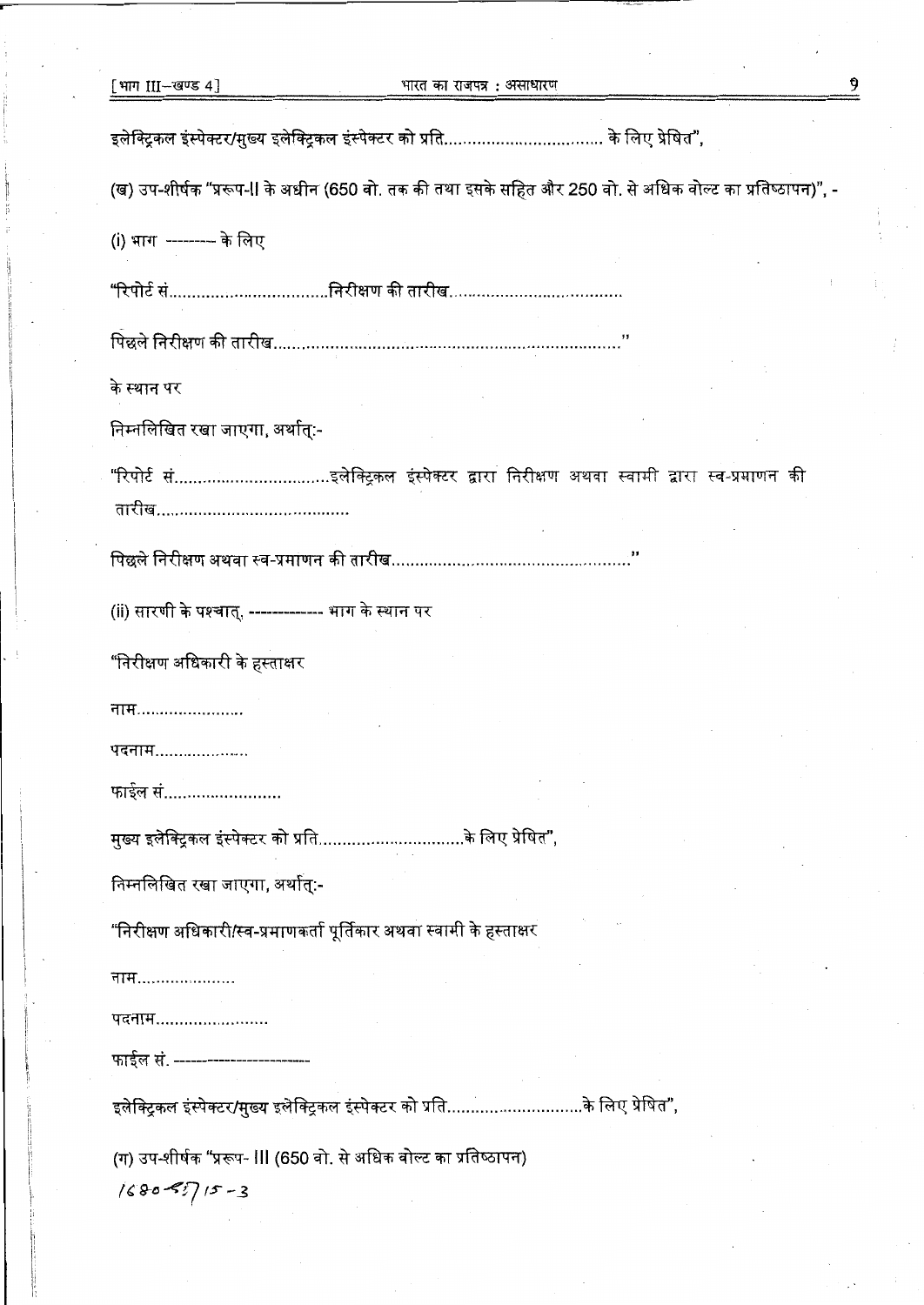इलेक्ट्रिकल इंस्पेक्टर/मुख्य इलेक्ट्रिकल इंस्पेक्टर को प्रति................................ के लिए प्रेषित",

(ख) उप-शीर्षक "प्ररूप-II के अधीन (650 वो. तक की तथा इसके सहित और 250 वो. से अधिक वोल्ट का प्रतिष्ठापन)", -

(i) भाग --------- के लिए

"रिपोर्ट सं................................निरीक्षण की तारीख....................................

पिछले निरीक्षण की तारीख........................................................................"

के स्थान पर

निम्नलिखित रखा जाएगा, अर्थात्:-

"रिपोर्ट सं................................इलेक्ट्रिकल इंस्पेक्टर द्वारा निरीक्षण अथवा स्वामी द्वारा स्व-प्रमाणन की तारीख........................................

पिछले निरीक्षण अथवा स्व-प्रमाणन की तारीख.................................................."

(ii) सारणी के पश्चात्, ------------- भाग के स्थान पर

"निरीक्षण अधिकारी के हस्ताक्षर

नाम......................

पदनाम....................

फाईल सं.........................

मुख्य इलेक्ट्रिकल इंस्पेक्टर को प्रति..............................के लिए प्रेषित",

निम्नलिखित रखा जाएगा, अर्थात्:-

"निरीक्षण अधिकारी/स्व-प्रमाणकर्ता पूर्तिकार अथवा स्वामी के हस्ताक्षर

नाम.....................

पदनाम........................

फाईल सं. -----------------------

इलेक्ट्रिकल इंस्पेक्टर/मुख्य इलेक्ट्रिकल इंस्पेक्टर को प्रति............................के लिए प्रेषित",

(ग) उप-शीर्षक "प्ररूप- III (650 वो. से अधिक वोल्ट का प्रतिष्ठापन)

1680 GI/15-3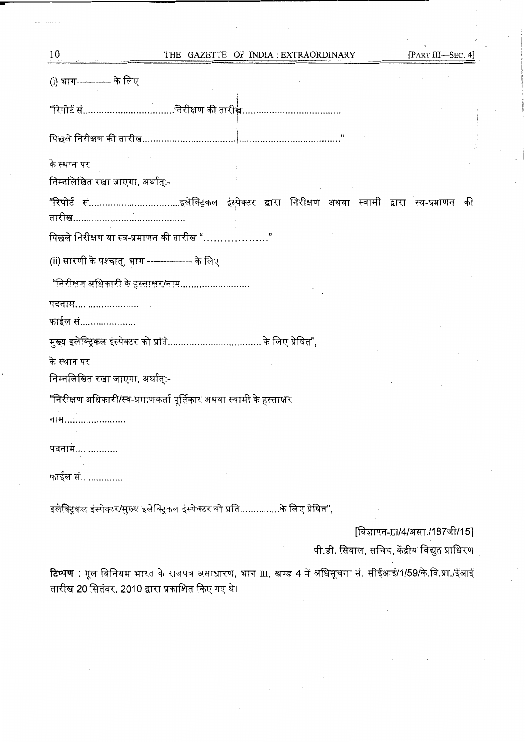(i) भाग---------- के लिए

"रिपोर्ट सं...............................निरीक्षण की तारीख.................................

पिछले निरीक्षण की तारीख................................................................."

के स्थान पर

निम्नलिखित रखा जाएगा, अर्थात्:-

"रिपोर्ट सं................................इलेक्ट्रिकल इंस्पेक्टर द्वारा निरीक्षण अथवा स्वामी द्वारा स्व-प्रमाणन की तारीख......................................

पिछले निरीक्षण या स्व-प्रमाणन की तारीख ".................."

(ii) सारणी के पश्चात्, भाग -------------- के लिए

"निरीक्षण अधिकारी के हस्ताक्षर/नाम..........................

पदनाम........................

फाईल सं.....................

मुख्य इलेक्ट्रिकल इंस्पेक्टर को प्रति................................. के लिए प्रेषित",

के स्थान पर

निम्नलिखित रखा जाएगा, अर्थात्:-

"निरीक्षण अधिकारी/स्व-प्रमाणकर्ता पूर्तिकार अथवा स्वामी के हस्ताक्षर

नाम......................

पदनाम................

फाईल सं................

इलेक्ट्रिकल इंस्पेक्टर/मुख्य इलेक्ट्रिकल इंस्पेक्टर को प्रति..............के लिए प्रेषित",

[विज्ञापन-III/4/असा./187जी/15]

पी.डी. सिवाल, सचिव, केंद्रीय विद्युत प्राधिरण

**टिप्पण :** मूल विनियम भारत के राजपत्र असाधारण, भाग III, खण्ड 4 में अधिसूचना सं. सीईआई/1/59/के.वि.प्रा./ईआई तारीख 20 सितंबर, 2010 द्वारा प्रकाशित किए गए थे।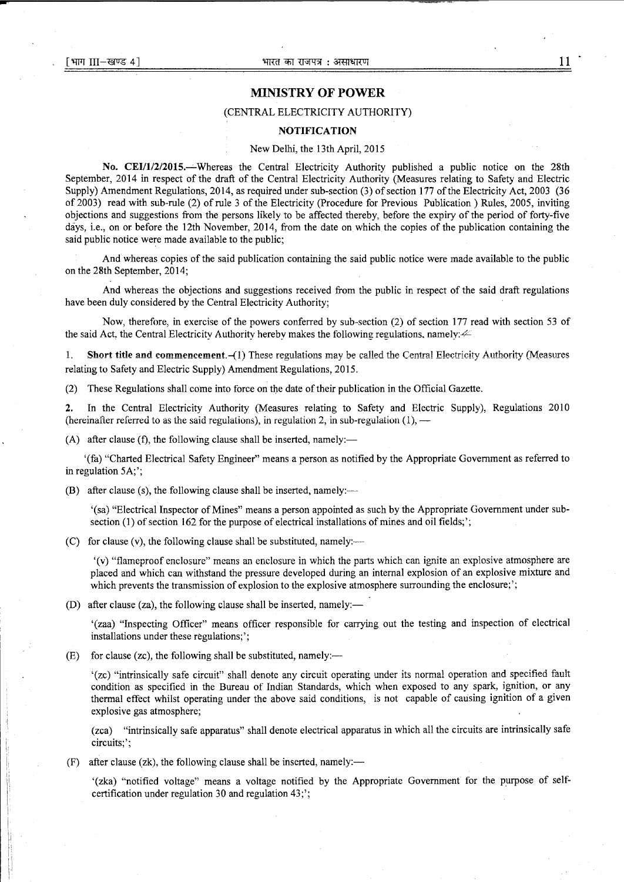## MINISTRY OF POWER

### (CENTRAL ELECTRICITY AUTHORITY)

### NOTIFICATION

New Delhi, the 13th April, 2015

**No. CEI/1/2/2015.**—Whereas the Central Electricity Authority published a public notice on the 28th September, 2014 in respect of the draft of the Central Electricity Authority (Measures relating to Safety and Electric Supply) Amendment Regulations, 2014, as required under sub-section (3) of section 177 of the Electricity Act, 2003 (36 of 2003) read with sub-rule (2) of rule 3 of the Electricity (Procedure for Previous Publication ) Rules, 2005, inviting objections and suggestions from the persons likely to be affected thereby, before the expiry of the period of forty-five days, i.e., on or before the 12th November, 2014, from the date on which the copies of the publication containing the said public notice were made available to the public;

And whereas copies of the said publication containing the said public notice were made available to the public on the 28th September, 2014;

And whereas the objections and suggestions received from the public in respect of the said draft regulations have been duly considered by the Central Electricity Authority;

Now, therefore, in exercise of the powers conferred by sub-section (2) of section 177 read with section 53 of the said Act, the Central Electricity Authority hereby makes the following regulations, namely:—

1. **Short title and commencement.**—(1) These regulations may be called the Central Electricity Authority (Measures relating to Safety and Electric Supply) Amendment Regulations, 2015.

(2) These Regulations shall come into force on the date of their publication in the Official Gazette.

2. In the Central Electricity Authority (Measures relating to Safety and Electric Supply), Regulations 2010 (hereinafter referred to as the said regulations), in regulation 2, in sub-regulation (1), —

(A) after clause (f), the following clause shall be inserted, namely:—

'(fa) "Charted Electrical Safety Engineer" means a person as notified by the Appropriate Government as referred to in regulation 5A;';

(B) after clause (s), the following clause shall be inserted, namely:—

'(sa) "Electrical Inspector of Mines" means a person appointed as such by the Appropriate Government under sub-section (1) of section 162 for the purpose of electrical installations of mines and oil fields;';

(C) for clause (v), the following clause shall be substituted, namely:—

'(v) "flameproof enclosure" means an enclosure in which the parts which can ignite an explosive atmosphere are placed and which can withstand the pressure developed during an internal explosion of an explosive mixture and which prevents the transmission of explosion to the explosive atmosphere surrounding the enclosure;';

(D) after clause (za), the following clause shall be inserted, namely:—

'(zaa) "Inspecting Officer" means officer responsible for carrying out the testing and inspection of electrical installations under these regulations;';

(E) for clause (zc), the following shall be substituted, namely:—

'(zc) "intrinsically safe circuit" shall denote any circuit operating under its normal operation and specified fault condition as specified in the Bureau of Indian Standards, which when exposed to any spark, ignition, or any thermal effect whilst operating under the above said conditions, is not capable of causing ignition of a given explosive gas atmosphere;

(zca) "intrinsically safe apparatus" shall denote electrical apparatus in which all the circuits are intrinsically safe circuits;';

(F) after clause (zk), the following clause shall be inserted, namely:—

'(zka) "notified voltage" means a voltage notified by the Appropriate Government for the purpose of self-certification under regulation 30 and regulation 43;';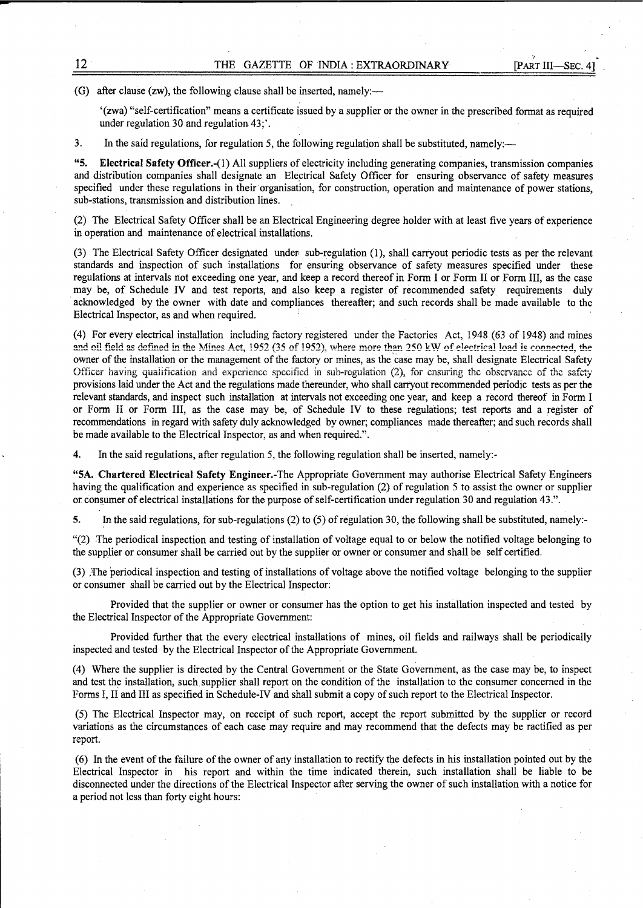(G) after clause (zw), the following clause shall be inserted, namely:—

'(zwa) "self-certification" means a certificate issued by a supplier or the owner in the prescribed format as required under regulation 30 and regulation 43;'.

3. In the said regulations, for regulation 5, the following regulation shall be substituted, namely:—

**"5. Electrical Safety Officer.**-(1) All suppliers of electricity including generating companies, transmission companies and distribution companies shall designate an Electrical Safety Officer for ensuring observance of safety measures specified under these regulations in their organisation, for construction, operation and maintenance of power stations, sub-stations, transmission and distribution lines.

(2) The Electrical Safety Officer shall be an Electrical Engineering degree holder with at least five years of experience in operation and maintenance of electrical installations.

(3) The Electrical Safety Officer designated under sub-regulation (1), shall carryout periodic tests as per the relevant standards and inspection of such installations for ensuring observance of safety measures specified under these regulations at intervals not exceeding one year, and keep a record thereof in Form I or Form II or Form III, as the case may be, of Schedule IV and test reports, and also keep a register of recommended safety requirements duly acknowledged by the owner with date and compliances thereafter; and such records shall be made available to the Electrical Inspector, as and when required.

(4) For every electrical installation including factory registered under the Factories Act, 1948 (63 of 1948) and mines and oil field as defined in the Mines Act, 1952 (35 of 1952), where more than 250 kW of electrical load is connected, the owner of the installation or the management of the factory or mines, as the case may be, shall designate Electrical Safety Officer having qualification and experience specified in sub-regulation (2), for ensuring the observance of the safety provisions laid under the Act and the regulations made thereunder, who shall carryout recommended periodic tests as per the relevant standards, and inspect such installation at intervals not exceeding one year, and keep a record thereof in Form I or Form II or Form III, as the case may be, of Schedule IV to these regulations; test reports and a register of recommendations in regard with safety duly acknowledged by owner; compliances made thereafter; and such records shall be made available to the Electrical Inspector, as and when required.".

4. In the said regulations, after regulation 5, the following regulation shall be inserted, namely:-

**"5A. Chartered Electrical Safety Engineer.**-The Appropriate Government may authorise Electrical Safety Engineers having the qualification and experience as specified in sub-regulation (2) of regulation 5 to assist the owner or supplier or consumer of electrical installations for the purpose of self-certification under regulation 30 and regulation 43.".

5. In the said regulations, for sub-regulations (2) to (5) of regulation 30, the following shall be substituted, namely:-

"(2) The periodical inspection and testing of installation of voltage equal to or below the notified voltage belonging to the supplier or consumer shall be carried out by the supplier or owner or consumer and shall be self certified.

(3) The periodical inspection and testing of installations of voltage above the notified voltage belonging to the supplier or consumer shall be carried out by the Electrical Inspector:

Provided that the supplier or owner or consumer has the option to get his installation inspected and tested by the Electrical Inspector of the Appropriate Government:

Provided further that the every electrical installations of mines, oil fields and railways shall be periodically inspected and tested by the Electrical Inspector of the Appropriate Government.

(4) Where the supplier is directed by the Central Government or the State Government, as the case may be, to inspect and test the installation, such supplier shall report on the condition of the installation to the consumer concerned in the Forms I, II and III as specified in Schedule-IV and shall submit a copy of such report to the Electrical Inspector.

(5) The Electrical Inspector may, on receipt of such report, accept the report submitted by the supplier or record variations as the circumstances of each case may require and may recommend that the defects may be ractified as per report.

(6) In the event of the failure of the owner of any installation to rectify the defects in his installation pointed out by the Electrical Inspector in his report and within the time indicated therein, such installation shall be liable to be disconnected under the directions of the Electrical Inspector after serving the owner of such installation with a notice for a period not less than forty eight hours: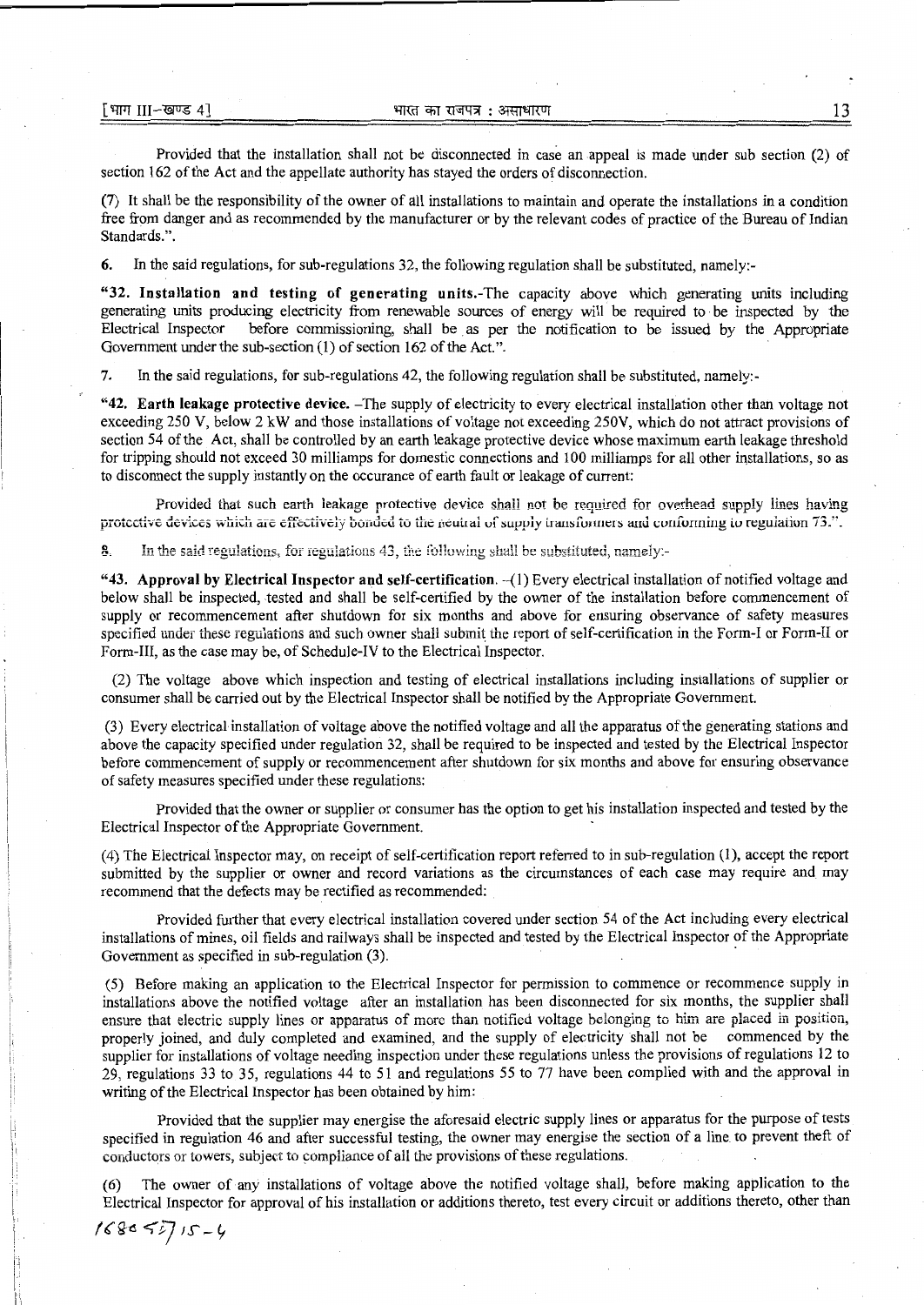Provided that the installation shall not be disconnected in case an appeal is made under sub section (2) of section 162 of the Act and the appellate authority has stayed the orders of disconnection.

(7) It shall be the responsibility of the owner of all installations to maintain and operate the installations in a condition free from danger and as recommended by the manufacturer or by the relevant codes of practice of the Bureau of Indian Standards.".

6. In the said regulations, for sub-regulations 32, the following regulation shall be substituted, namely:-

"**32. Installation and testing of generating units.**-The capacity above which generating units including generating units producing electricity from renewable sources of energy will be required to be inspected by the Electrical Inspector before commissioning, shall be as per the notification to be issued by the Appropriate Government under the sub-section (1) of section 162 of the Act.".

7. In the said regulations, for sub-regulations 42, the following regulation shall be substituted, namely:-

"**42. Earth leakage protective device.** –The supply of electricity to every electrical installation other than voltage not exceeding 250 V, below 2 kW and those installations of voltage not exceeding 250V, which do not attract provisions of section 54 of the Act, shall be controlled by an earth leakage protective device whose maximum earth leakage threshold for tripping should not exceed 30 milliamps for domestic connections and 100 milliamps for all other installations, so as to disconnect the supply instantly on the occurance of earth fault or leakage of current:

Provided that such earth leakage protective device shall not be required for overhead supply lines having protective devices which are effectively bonded to the neutral of supply transformers and conforming to regulation 73.".

8. In the said regulations, for regulations 43, the following shall be substituted, namely:-

"**43. Approval by Electrical Inspector and self-certification.** –(1) Every electrical installation of notified voltage and below shall be inspected, tested and shall be self-certified by the owner of the installation before commencement of supply or recommencement after shutdown for six months and above for ensuring observance of safety measures specified under these regulations and such owner shall submit the report of self-certification in the Form-I or Form-II or Form-III, as the case may be, of Schedule-IV to the Electrical Inspector.

(2) The voltage above which inspection and testing of electrical installations including installations of supplier or consumer shall be carried out by the Electrical Inspector shall be notified by the Appropriate Government.

(3) Every electrical installation of voltage above the notified voltage and all the apparatus of the generating stations and above the capacity specified under regulation 32, shall be required to be inspected and tested by the Electrical Inspector before commencement of supply or recommencement after shutdown for six months and above for ensuring observance of safety measures specified under these regulations:

Provided that the owner or supplier or consumer has the option to get his installation inspected and tested by the Electrical Inspector of the Appropriate Government.

(4) The Electrical Inspector may, on receipt of self-certification report referred to in sub-regulation (1), accept the report submitted by the supplier or owner and record variations as the circumstances of each case may require and may recommend that the defects may be rectified as recommended:

Provided further that every electrical installation covered under section 54 of the Act including every electrical installations of mines, oil fields and railways shall be inspected and tested by the Electrical Inspector of the Appropriate Government as specified in sub-regulation (3).

(5) Before making an application to the Electrical Inspector for permission to commence or recommence supply in installations above the notified voltage after an installation has been disconnected for six months, the supplier shall ensure that electric supply lines or apparatus of more than notified voltage belonging to him are placed in position, properly joined, and duly completed and examined, and the supply of electricity shall not be commenced by the supplier for installations of voltage needing inspection under these regulations unless the provisions of regulations 12 to 29, regulations 33 to 35, regulations 44 to 51 and regulations 55 to 77 have been complied with and the approval in writing of the Electrical Inspector has been obtained by him:

Provided that the supplier may energise the aforesaid electric supply lines or apparatus for the purpose of tests specified in regulation 46 and after successful testing, the owner may energise the section of a line to prevent theft of conductors or towers, subject to compliance of all the provisions of these regulations.

(6) The owner of any installations of voltage above the notified voltage shall, before making application to the Electrical Inspector for approval of his installation or additions thereto, test every circuit or additions thereto, other than

1680 GI/15-4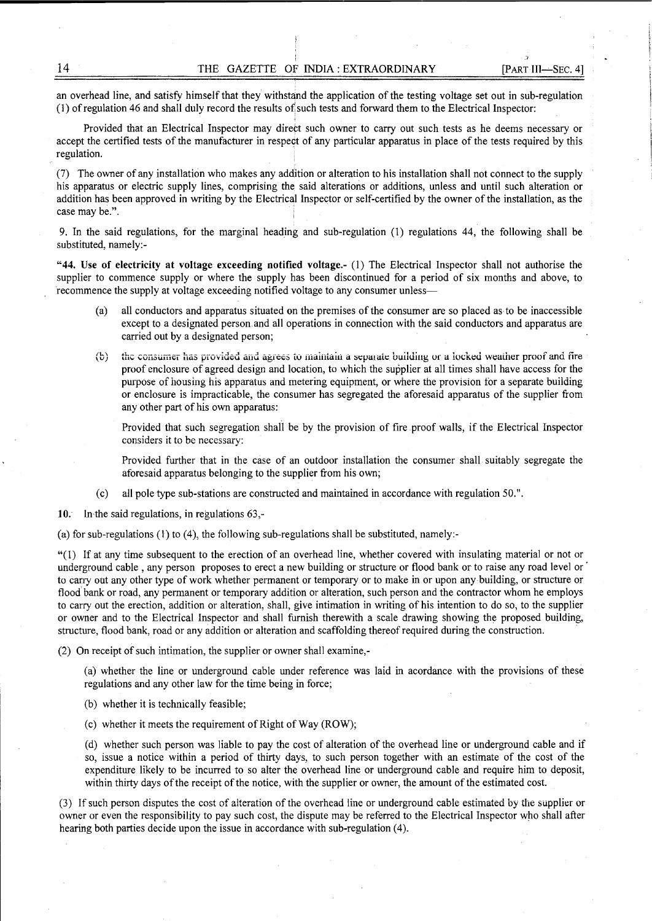an overhead line, and satisfy himself that they withstand the application of the testing voltage set out in sub-regulation (1) of regulation 46 and shall duly record the results of such tests and forward them to the Electrical Inspector:

Provided that an Electrical Inspector may direct such owner to carry out such tests as he deems necessary or accept the certified tests of the manufacturer in respect of any particular apparatus in place of the tests required by this regulation.

(7) The owner of any installation who makes any addition or alteration to his installation shall not connect to the supply his apparatus or electric supply lines, comprising the said alterations or additions, unless and until such alteration or addition has been approved in writing by the Electrical Inspector or self-certified by the owner of the installation, as the case may be.".

9. In the said regulations, for the marginal heading and sub-regulation (1) regulations 44, the following shall be substituted, namely:-

"**44. Use of electricity at voltage exceeding notified voltage.-** (1) The Electrical Inspector shall not authorise the supplier to commence supply or where the supply has been discontinued for a period of six months and above, to recommence the supply at voltage exceeding notified voltage to any consumer unless—

(a) all conductors and apparatus situated on the premises of the consumer are so placed as to be inaccessible except to a designated person and all operations in connection with the said conductors and apparatus are carried out by a designated person;

(b) the consumer has provided and agrees to maintain a separate building or a locked weather proof and fire proof enclosure of agreed design and location, to which the supplier at all times shall have access for the purpose of housing his apparatus and metering equipment, or where the provision for a separate building or enclosure is impracticable, the consumer has segregated the aforesaid apparatus of the supplier from any other part of his own apparatus:

Provided that such segregation shall be by the provision of fire proof walls, if the Electrical Inspector considers it to be necessary:

Provided further that in the case of an outdoor installation the consumer shall suitably segregate the aforesaid apparatus belonging to the supplier from his own;

(c) all pole type sub-stations are constructed and maintained in accordance with regulation 50.".

**10.** In the said regulations, in regulations 63,-

(a) for sub-regulations (1) to (4), the following sub-regulations shall be substituted, namely:-

"(1) If at any time subsequent to the erection of an overhead line, whether covered with insulating material or not or underground cable , any person proposes to erect a new building or structure or flood bank or to raise any road level or to carry out any other type of work whether permanent or temporary or to make in or upon any building, or structure or flood bank or road, any permanent or temporary addition or alteration, such person and the contractor whom he employs to carry out the erection, addition or alteration, shall, give intimation in writing of his intention to do so, to the supplier or owner and to the Electrical Inspector and shall furnish therewith a scale drawing showing the proposed building, structure, flood bank, road or any addition or alteration and scaffolding thereof required during the construction.

(2) On receipt of such intimation, the supplier or owner shall examine,-

(a) whether the line or underground cable under reference was laid in acordance with the provisions of these regulations and any other law for the time being in force;

(b) whether it is technically feasible;

(c) whether it meets the requirement of Right of Way (ROW);

(d) whether such person was liable to pay the cost of alteration of the overhead line or underground cable and if so, issue a notice within a period of thirty days, to such person together with an estimate of the cost of the expenditure likely to be incurred to so alter the overhead line or underground cable and require him to deposit, within thirty days of the receipt of the notice, with the supplier or owner, the amount of the estimated cost.

(3) If such person disputes the cost of alteration of the overhead line or underground cable estimated by the supplier or owner or even the responsibility to pay such cost, the dispute may be referred to the Electrical Inspector who shall after hearing both parties decide upon the issue in accordance with sub-regulation (4).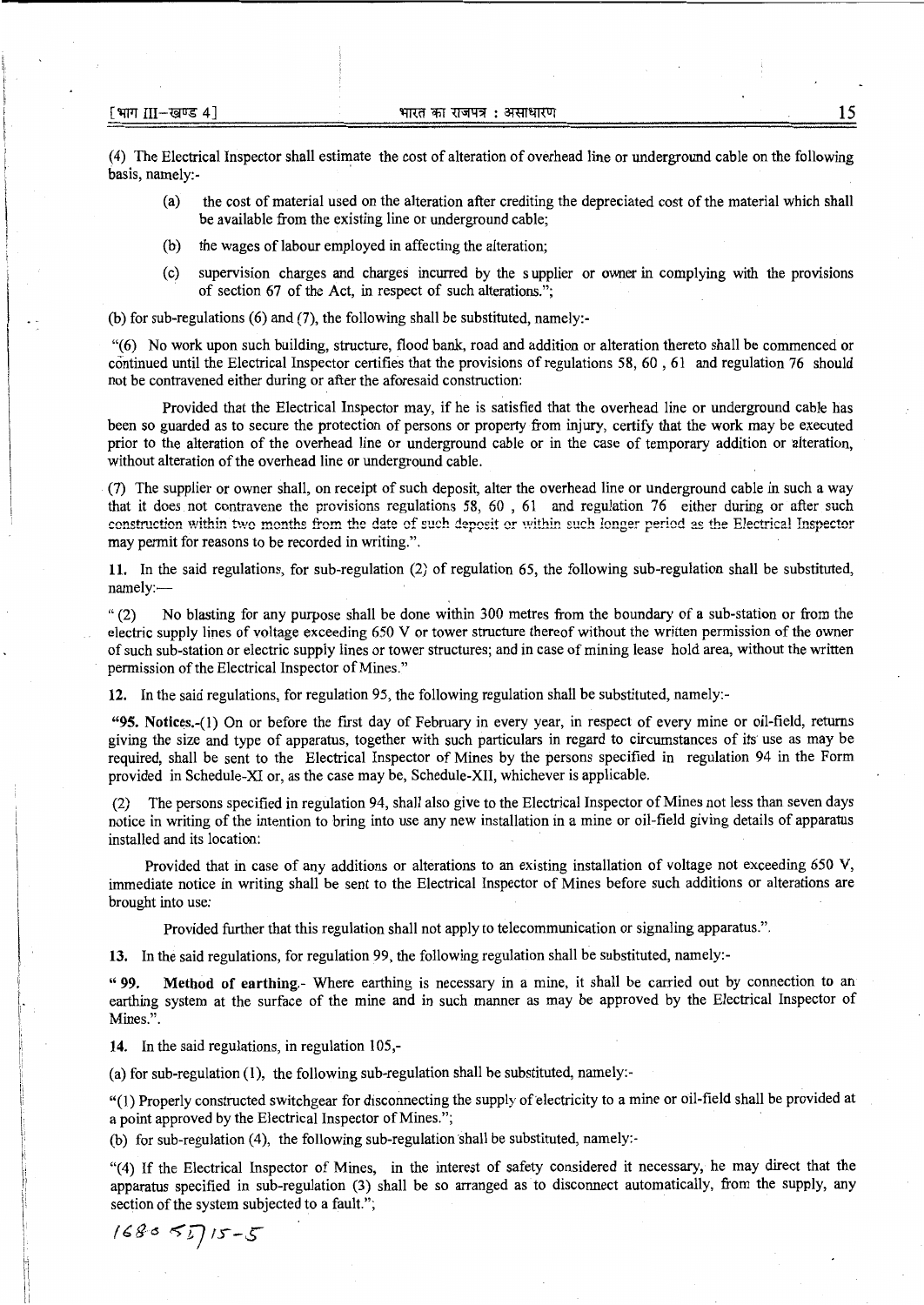(4) The Electrical Inspector shall estimate the cost of alteration of overhead line or underground cable on the following basis, namely:-

(a) the cost of material used on the alteration after crediting the depreciated cost of the material which shall be available from the existing line or underground cable;

(b) the wages of labour employed in affecting the alteration;

(c) supervision charges and charges incurred by the supplier or owner in complying with the provisions of section 67 of the Act, in respect of such alterations.";

(b) for sub-regulations (6) and (7), the following shall be substituted, namely:-

"(6) No work upon such building, structure, flood bank, road and addition or alteration thereto shall be commenced or continued until the Electrical Inspector certifies that the provisions of regulations 58, 60 , 61 and regulation 76 should not be contravened either during or after the aforesaid construction:

Provided that the Electrical Inspector may, if he is satisfied that the overhead line or underground cable has been so guarded as to secure the protection of persons or property from injury, certify that the work may be executed prior to the alteration of the overhead line or underground cable or in the case of temporary addition or alteration, without alteration of the overhead line or underground cable.

(7) The supplier or owner shall, on receipt of such deposit, alter the overhead line or underground cable in such a way that it does not contravene the provisions regulations 58, 60 , 61 and regulation 76 either during or after such construction within two months from the date of such deposit or within such longer period as the Electrical Inspector may permit for reasons to be recorded in writing.".

**11.** In the said regulations, for sub-regulation (2) of regulation 65, the following sub-regulation shall be substituted, namely:—

"(2) No blasting for any purpose shall be done within 300 metres from the boundary of a sub-station or from the electric supply lines of voltage exceeding 650 V or tower structure thereof without the written permission of the owner of such sub-station or electric supply lines or tower structures; and in case of mining lease hold area, without the written permission of the Electrical Inspector of Mines."

**12.** In the said regulations, for regulation 95, the following regulation shall be substituted, namely:-

"**95. Notices.**-(1) On or before the first day of February in every year, in respect of every mine or oil-field, returns giving the size and type of apparatus, together with such particulars in regard to circumstances of its use as may be required, shall be sent to the Electrical Inspector of Mines by the persons specified in regulation 94 in the Form provided in Schedule-XI or, as the case may be, Schedule-XII, whichever is applicable.

(2) The persons specified in regulation 94, shall also give to the Electrical Inspector of Mines not less than seven days notice in writing of the intention to bring into use any new installation in a mine or oil-field giving details of apparatus installed and its location:

Provided that in case of any additions or alterations to an existing installation of voltage not exceeding 650 V, immediate notice in writing shall be sent to the Electrical Inspector of Mines before such additions or alterations are brought into use:

Provided further that this regulation shall not apply to telecommunication or signaling apparatus.".

**13.** In the said regulations, for regulation 99, the following regulation shall be substituted, namely:-

"**99. Method of earthing.**- Where earthing is necessary in a mine, it shall be carried out by connection to an earthing system at the surface of the mine and in such manner as may be approved by the Electrical Inspector of Mines.".

**14.** In the said regulations, in regulation 105,-

(a) for sub-regulation (1), the following sub-regulation shall be substituted, namely:-

"(1) Properly constructed switchgear for disconnecting the supply of electricity to a mine or oil-field shall be provided at a point approved by the Electrical Inspector of Mines.";

(b) for sub-regulation (4), the following sub-regulation shall be substituted, namely:-

"(4) If the Electrical Inspector of Mines, in the interest of safety considered it necessary, he may direct that the apparatus specified in sub-regulation (3) shall be so arranged as to disconnect automatically, from the supply, any section of the system subjected to a fault.";

1680 GI/15-5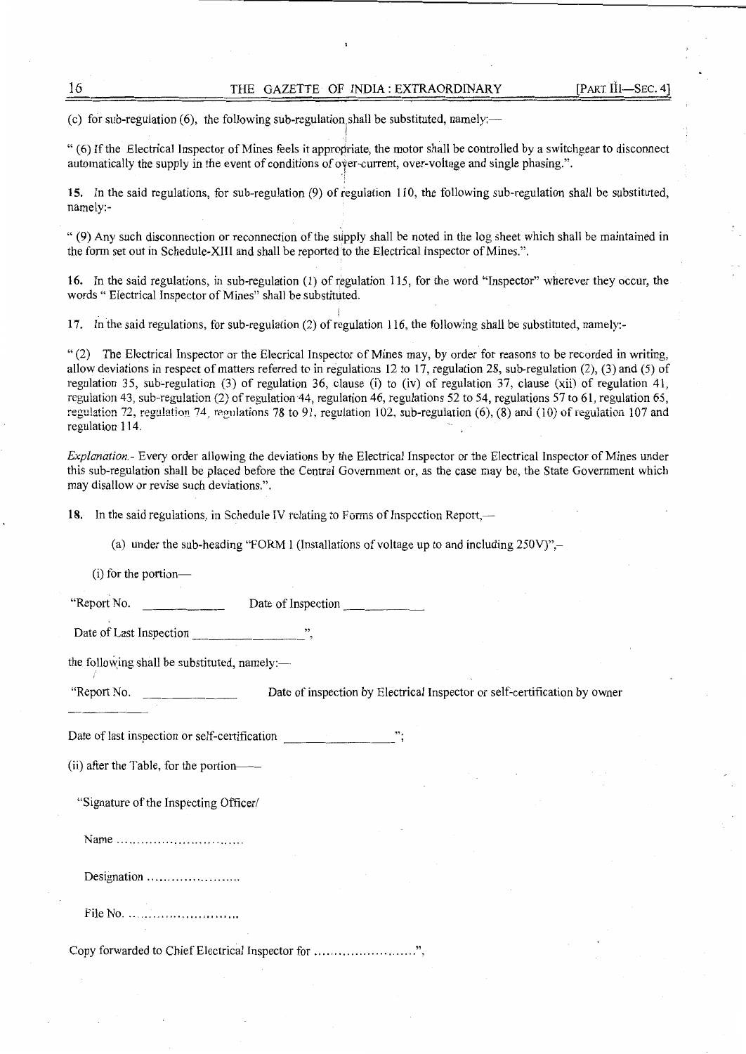(c) for sub-regulation (6), the following sub-regulation shall be substituted, namely:—

" (6) If the Electrical Inspector of Mines feels it appropriate, the motor shall be controlled by a switchgear to disconnect automatically the supply in the event of conditions of over-current, over-voltage and single phasing.".

**15.** In the said regulations, for sub-regulation (9) of regulation 110, the following sub-regulation shall be substituted, namely:-

" (9) Any such disconnection or reconnection of the supply shall be noted in the log sheet which shall be maintained in the form set out in Schedule-XIII and shall be reported to the Electrical Inspector of Mines.".

**16.** In the said regulations, in sub-regulation (1) of regulation 115, for the word "Inspector" wherever they occur, the words " Electrical Inspector of Mines" shall be substituted.

**17.** In the said regulations, for sub-regulation (2) of regulation 116, the following shall be substituted, namely:-

" (2) The Electrical Inspector or the Elecrical Inspector of Mines may, by order for reasons to be recorded in writing, allow deviations in respect of matters referred to in regulations 12 to 17, regulation 28, sub-regulation (2), (3) and (5) of regulation 35, sub-regulation (3) of regulation 36, clause (i) to (iv) of regulation 37, clause (xii) of regulation 41, regulation 43, sub-regulation (2) of regulation 44, regulation 46, regulations 52 to 54, regulations 57 to 61, regulation 65, regulation 72, regulation 74, regulations 78 to 91, regulation 102, sub-regulation (6), (8) and (10) of regulation 107 and regulation 114.

*Explanation.*- Every order allowing the deviations by the Electrical Inspector or the Electrical Inspector of Mines under this sub-regulation shall be placed before the Central Government or, as the case may be, the State Government which may disallow or revise such deviations.".

**18.** In the said regulations, in Schedule IV relating to Forms of Inspection Report,—

(a) under the sub-heading "FORM 1 (Installations of voltage up to and including 250V)",–

(i) for the portion—

"Report No. \_\_\_\_\_\_\_\_\_\_ Date of Inspection \_\_\_\_\_\_\_\_\_\_

Date of Last Inspection \_\_\_\_\_\_\_\_\_\_\_\_\_\_",

the following shall be substituted, namely:—

"Report No. \_\_\_\_\_\_\_\_\_\_ Date of inspection by Electrical Inspector or self-certification by owner \_\_\_\_\_\_\_\_\_\_

Date of last inspection or self-certification \_\_\_\_\_\_\_\_\_\_\_\_\_\_";

(ii) after the Table, for the portion——

"Signature of the Inspecting Officer/

Name ..............................

Designation ......................

File No. ..........................

Copy forwarded to Chief Electrical Inspector for ........................",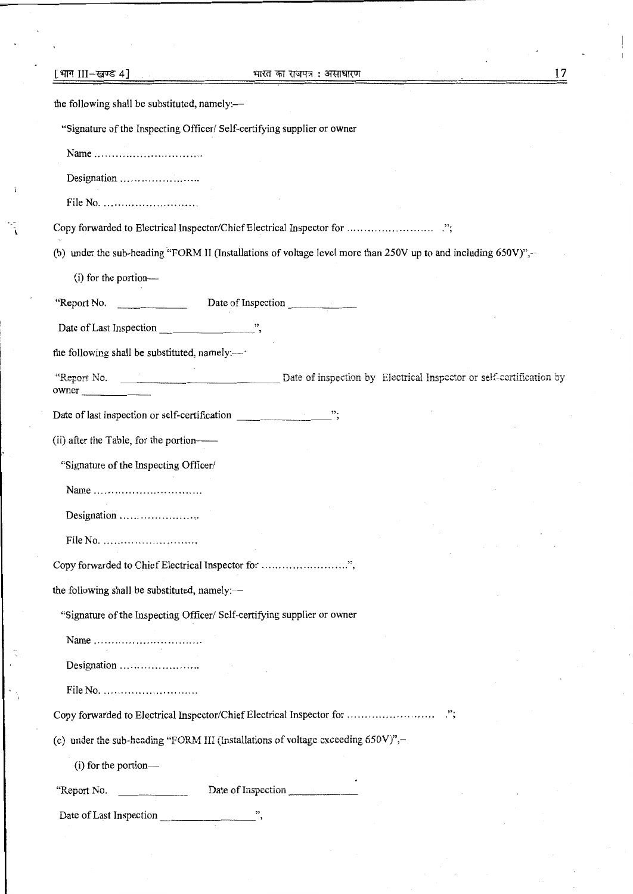the following shall be substituted, namely:—

"Signature of the Inspecting Officer/ Self-certifying supplier or owner

Name ..............................

Designation ......................

File No. ..........................

Copy forwarded to Electrical Inspector/Chief Electrical Inspector for ........................ .";

(b) under the sub-heading "FORM II (Installations of voltage level more than 250V up to and including 650V)",–

(i) for the portion—

"Report No. ____________ Date of Inspection ____________

Date of Last Inspection ________________",

the following shall be substituted, namely:—

"Report No. ________________________ Date of inspection by Electrical Inspector or self-certification by owner ____________

Date of last inspection or self-certification ________________";

(ii) after the Table, for the portion——

"Signature of the Inspecting Officer/

Name ..............................

Designation ......................

File No. ..........................

Copy forwarded to Chief Electrical Inspector for ........................",

the following shall be substituted, namely:—

"Signature of the Inspecting Officer/ Self-certifying supplier or owner

Name ..............................

Designation ......................

File No. ..........................

Copy forwarded to Electrical Inspector/Chief Electrical Inspector for ........................ .";

(c) under the sub-heading "FORM III (Installations of voltage exceeding 650V)",–

(i) for the portion—

"Report No. ____________ Date of Inspection ____________

Date of Last Inspection ________________",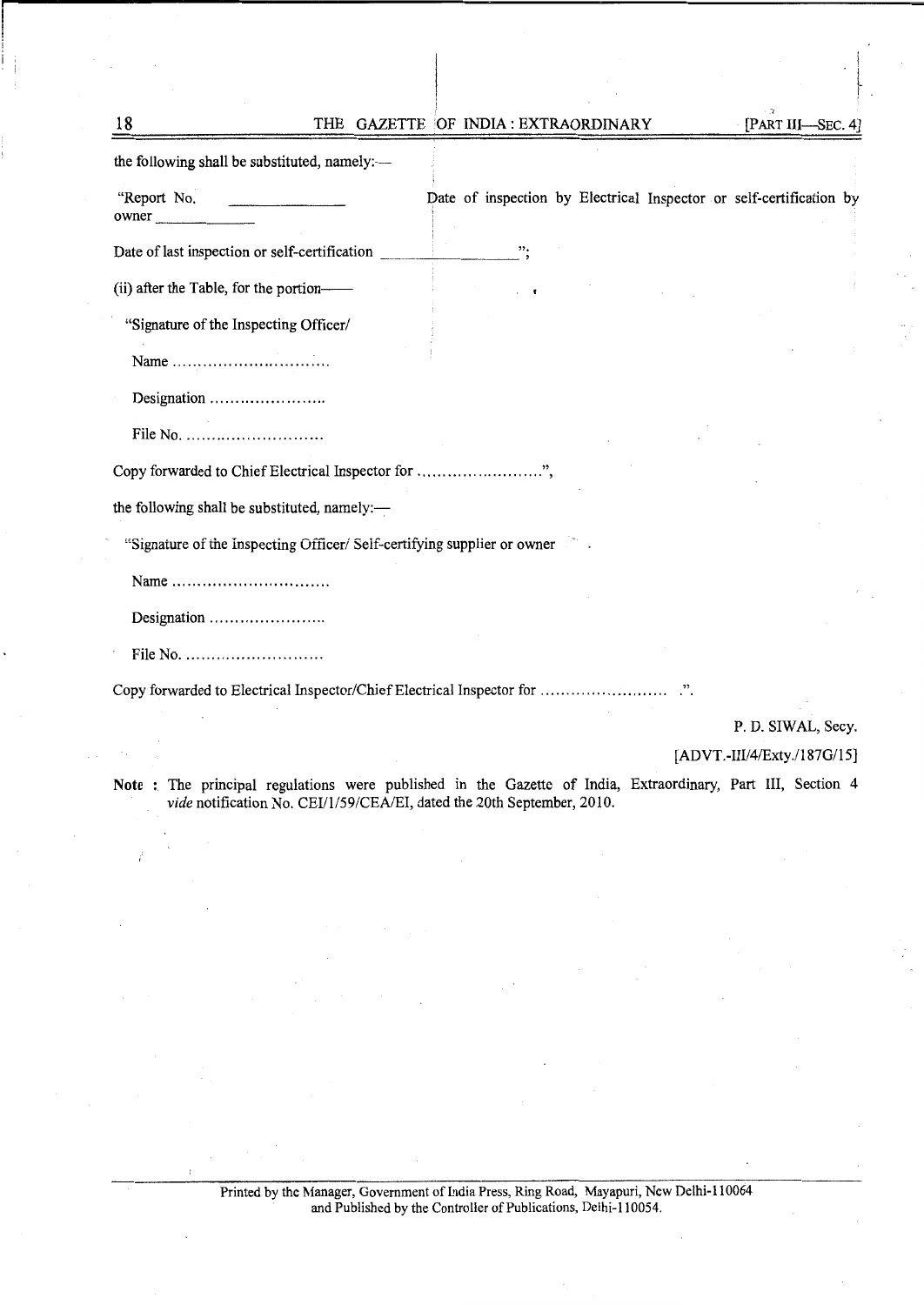the following shall be substituted, namely:—

"Report No. ______________ Date of inspection by Electrical Inspector or self-certification by owner ____________

Date of last inspection or self-certification ________________";

(ii) after the Table, for the portion——

"Signature of the Inspecting Officer/

Name ..............................

Designation .......................

File No. ..........................

Copy forwarded to Chief Electrical Inspector for ........................",

the following shall be substituted, namely:—

"Signature of the Inspecting Officer/ Self-certifying supplier or owner

Name ..............................

Designation .......................

File No. ..........................

Copy forwarded to Electrical Inspector/Chief Electrical Inspector for ........................ .".

P. D. SIWAL, Secy.

[ADVT.-III/4/Exty./187G/15]

**Note** : The principal regulations were published in the Gazette of India, Extraordinary, Part III, Section 4 *vide* notification No. CEI/1/59/CEA/EI, dated the 20th September, 2010.

Printed by the Manager, Government of India Press, Ring Road, Mayapuri, New Delhi-110064 and Published by the Controller of Publications, Delhi-110054.